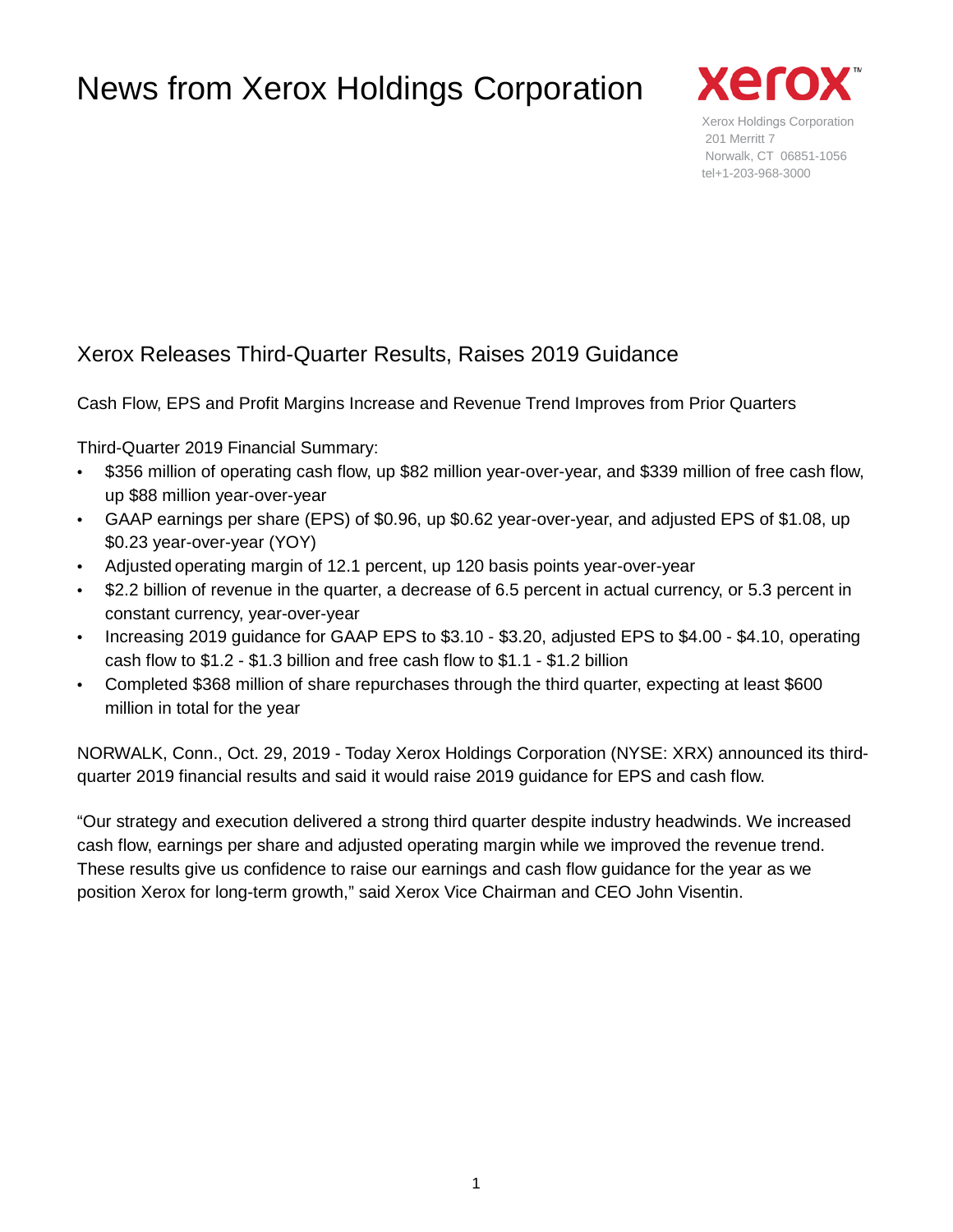# News from Xerox Holdings Corporation

xerox™

Xerox Holdings Corporation
201 Merritt 7
Norwalk, CT 06851-1056
tel+1-203-968-3000

## Xerox Releases Third-Quarter Results, Raises 2019 Guidance

Cash Flow, EPS and Profit Margins Increase and Revenue Trend Improves from Prior Quarters

Third-Quarter 2019 Financial Summary:

- $356 million of operating cash flow, up $82 million year-over-year, and $339 million of free cash flow, up $88 million year-over-year
- GAAP earnings per share (EPS) of $0.96, up $0.62 year-over-year, and adjusted EPS of $1.08, up $0.23 year-over-year (YOY)
- Adjusted operating margin of 12.1 percent, up 120 basis points year-over-year
- $2.2 billion of revenue in the quarter, a decrease of 6.5 percent in actual currency, or 5.3 percent in constant currency, year-over-year
- Increasing 2019 guidance for GAAP EPS to $3.10 - $3.20, adjusted EPS to $4.00 - $4.10, operating cash flow to $1.2 - $1.3 billion and free cash flow to $1.1 - $1.2 billion
- Completed $368 million of share repurchases through the third quarter, expecting at least $600 million in total for the year

NORWALK, Conn., Oct. 29, 2019 - Today Xerox Holdings Corporation (NYSE: XRX) announced its third-quarter 2019 financial results and said it would raise 2019 guidance for EPS and cash flow.

"Our strategy and execution delivered a strong third quarter despite industry headwinds. We increased cash flow, earnings per share and adjusted operating margin while we improved the revenue trend. These results give us confidence to raise our earnings and cash flow guidance for the year as we position Xerox for long-term growth," said Xerox Vice Chairman and CEO John Visentin.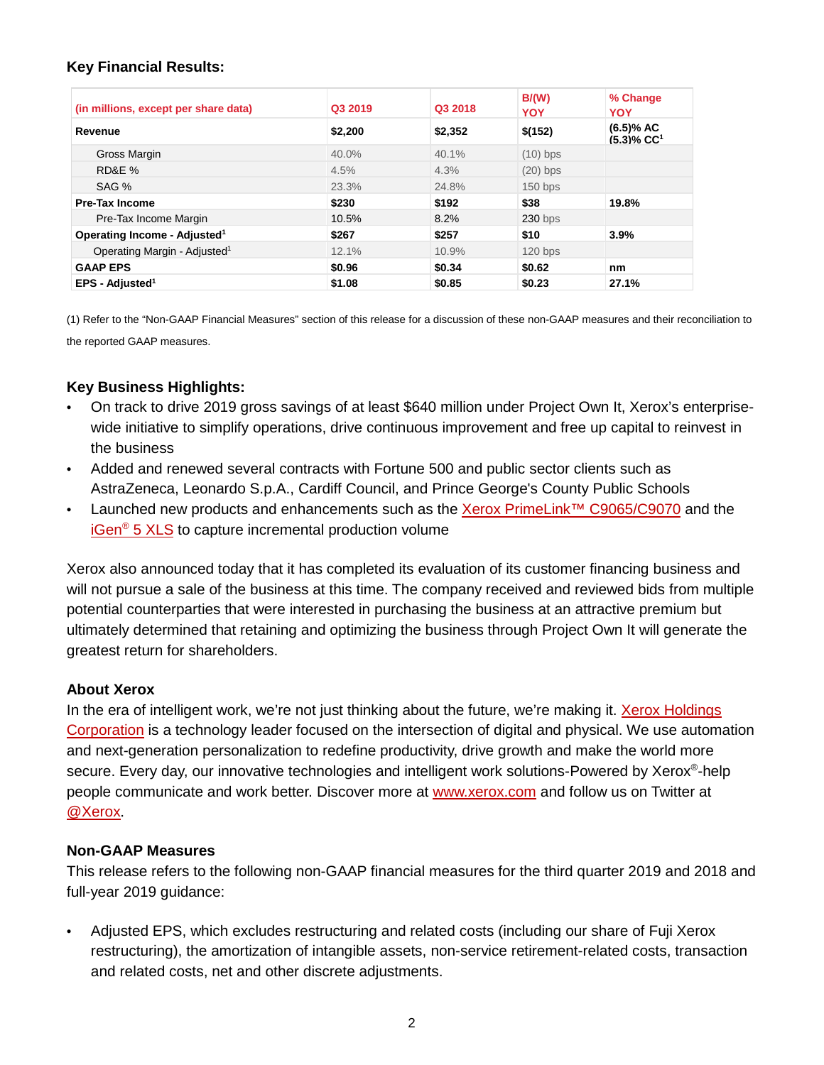### Key Financial Results:

| (in millions, except per share data) | Q3 2019 | Q3 2018 | B/(W) YOY | % Change YOY |
|---|---|---|---|---|
| **Revenue** | **$2,200** | **$2,352** | **$(152)** | **(6.5)% AC (5.3)% CC[1]** |
| Gross Margin | 40.0% | 40.1% | (10) bps | |
| RD&E % | 4.5% | 4.3% | (20) bps | |
| SAG % | 23.3% | 24.8% | 150 bps | |
| **Pre-Tax Income** | **$230** | **$192** | **$38** | **19.8%** |
| Pre-Tax Income Margin | 10.5% | 8.2% | 230 bps | |
| **Operating Income - Adjusted[1]** | **$267** | **$257** | **$10** | **3.9%** |
| Operating Margin - Adjusted[1] | 12.1% | 10.9% | 120 bps | |
| **GAAP EPS** | **$0.96** | **$0.34** | **$0.62** | **nm** |
| **EPS - Adjusted[1]** | **$1.08** | **$0.85** | **$0.23** | **27.1%** |

(1) Refer to the "Non-GAAP Financial Measures" section of this release for a discussion of these non-GAAP measures and their reconciliation to the reported GAAP measures.

### Key Business Highlights:

- On track to drive 2019 gross savings of at least $640 million under Project Own It, Xerox's enterprise-wide initiative to simplify operations, drive continuous improvement and free up capital to reinvest in the business
- Added and renewed several contracts with Fortune 500 and public sector clients such as AstraZeneca, Leonardo S.p.A., Cardiff Council, and Prince George's County Public Schools
- Launched new products and enhancements such as the Xerox PrimeLink™ C9065/C9070 and the iGen® 5 XLS to capture incremental production volume

Xerox also announced today that it has completed its evaluation of its customer financing business and will not pursue a sale of the business at this time. The company received and reviewed bids from multiple potential counterparties that were interested in purchasing the business at an attractive premium but ultimately determined that retaining and optimizing the business through Project Own It will generate the greatest return for shareholders.

### About Xerox

In the era of intelligent work, we're not just thinking about the future, we're making it. Xerox Holdings Corporation is a technology leader focused on the intersection of digital and physical. We use automation and next-generation personalization to redefine productivity, drive growth and make the world more secure. Every day, our innovative technologies and intelligent work solutions-Powered by Xerox®-help people communicate and work better. Discover more at www.xerox.com and follow us on Twitter at @Xerox.

### Non-GAAP Measures

This release refers to the following non-GAAP financial measures for the third quarter 2019 and 2018 and full-year 2019 guidance:

- Adjusted EPS, which excludes restructuring and related costs (including our share of Fuji Xerox restructuring), the amortization of intangible assets, non-service retirement-related costs, transaction and related costs, net and other discrete adjustments.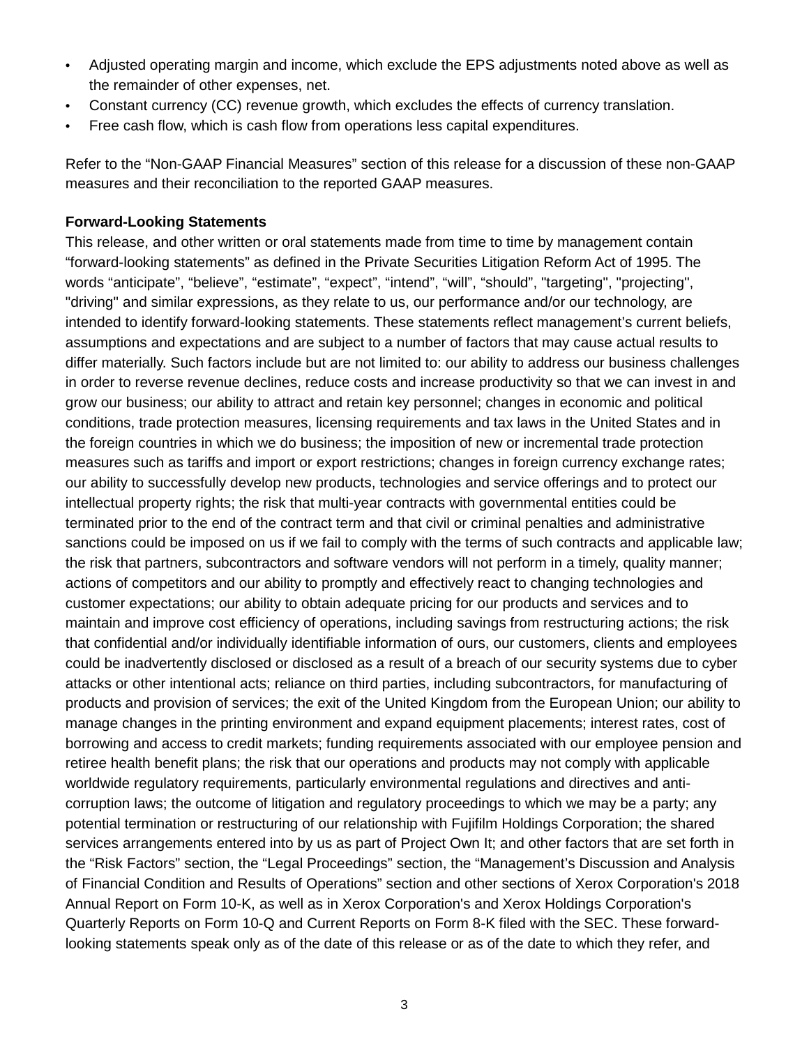- Adjusted operating margin and income, which exclude the EPS adjustments noted above as well as the remainder of other expenses, net.
- Constant currency (CC) revenue growth, which excludes the effects of currency translation.
- Free cash flow, which is cash flow from operations less capital expenditures.

Refer to the “Non-GAAP Financial Measures” section of this release for a discussion of these non-GAAP measures and their reconciliation to the reported GAAP measures.

**Forward-Looking Statements**

This release, and other written or oral statements made from time to time by management contain “forward-looking statements” as defined in the Private Securities Litigation Reform Act of 1995. The words “anticipate”, “believe”, “estimate”, “expect”, “intend”, “will”, “should”, "targeting", "projecting", "driving" and similar expressions, as they relate to us, our performance and/or our technology, are intended to identify forward-looking statements. These statements reflect management’s current beliefs, assumptions and expectations and are subject to a number of factors that may cause actual results to differ materially. Such factors include but are not limited to: our ability to address our business challenges in order to reverse revenue declines, reduce costs and increase productivity so that we can invest in and grow our business; our ability to attract and retain key personnel; changes in economic and political conditions, trade protection measures, licensing requirements and tax laws in the United States and in the foreign countries in which we do business; the imposition of new or incremental trade protection measures such as tariffs and import or export restrictions; changes in foreign currency exchange rates; our ability to successfully develop new products, technologies and service offerings and to protect our intellectual property rights; the risk that multi-year contracts with governmental entities could be terminated prior to the end of the contract term and that civil or criminal penalties and administrative sanctions could be imposed on us if we fail to comply with the terms of such contracts and applicable law; the risk that partners, subcontractors and software vendors will not perform in a timely, quality manner; actions of competitors and our ability to promptly and effectively react to changing technologies and customer expectations; our ability to obtain adequate pricing for our products and services and to maintain and improve cost efficiency of operations, including savings from restructuring actions; the risk that confidential and/or individually identifiable information of ours, our customers, clients and employees could be inadvertently disclosed or disclosed as a result of a breach of our security systems due to cyber attacks or other intentional acts; reliance on third parties, including subcontractors, for manufacturing of products and provision of services; the exit of the United Kingdom from the European Union; our ability to manage changes in the printing environment and expand equipment placements; interest rates, cost of borrowing and access to credit markets; funding requirements associated with our employee pension and retiree health benefit plans; the risk that our operations and products may not comply with applicable worldwide regulatory requirements, particularly environmental regulations and directives and anti-corruption laws; the outcome of litigation and regulatory proceedings to which we may be a party; any potential termination or restructuring of our relationship with Fujifilm Holdings Corporation; the shared services arrangements entered into by us as part of Project Own It; and other factors that are set forth in the “Risk Factors” section, the “Legal Proceedings” section, the “Management’s Discussion and Analysis of Financial Condition and Results of Operations” section and other sections of Xerox Corporation's 2018 Annual Report on Form 10-K, as well as in Xerox Corporation's and Xerox Holdings Corporation's Quarterly Reports on Form 10-Q and Current Reports on Form 8-K filed with the SEC. These forward-looking statements speak only as of the date of this release or as of the date to which they refer, and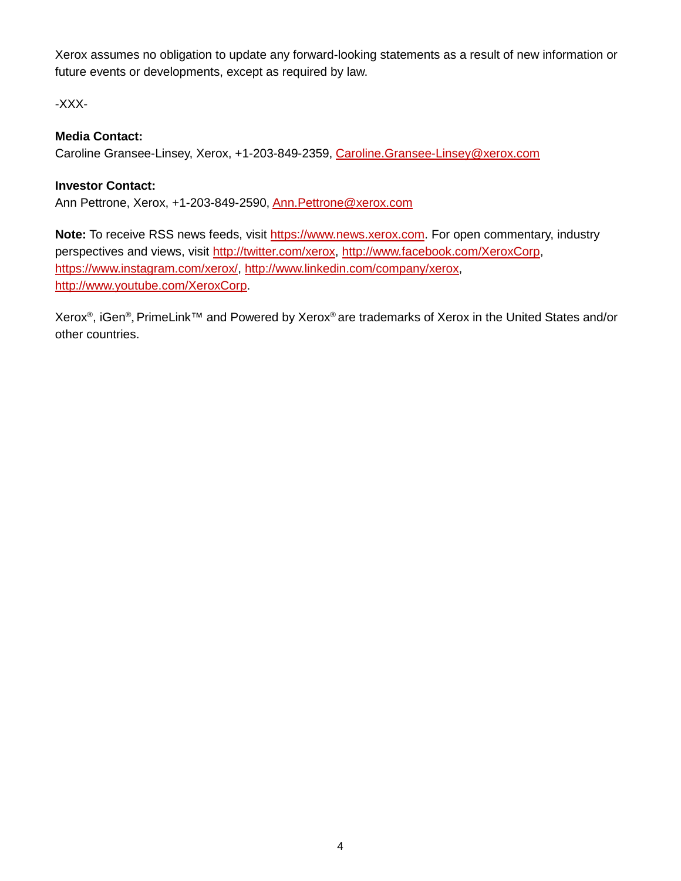Xerox assumes no obligation to update any forward-looking statements as a result of new information or future events or developments, except as required by law.

-XXX-

**Media Contact:**
Caroline Gransee-Linsey, Xerox, +1-203-849-2359, Caroline.Gransee-Linsey@xerox.com

**Investor Contact:**
Ann Pettrone, Xerox, +1-203-849-2590, Ann.Pettrone@xerox.com

**Note:** To receive RSS news feeds, visit https://www.news.xerox.com. For open commentary, industry perspectives and views, visit http://twitter.com/xerox, http://www.facebook.com/XeroxCorp, https://www.instagram.com/xerox/, http://www.linkedin.com/company/xerox, http://www.youtube.com/XeroxCorp.

Xerox®, iGen®, PrimeLink™ and Powered by Xerox® are trademarks of Xerox in the United States and/or other countries.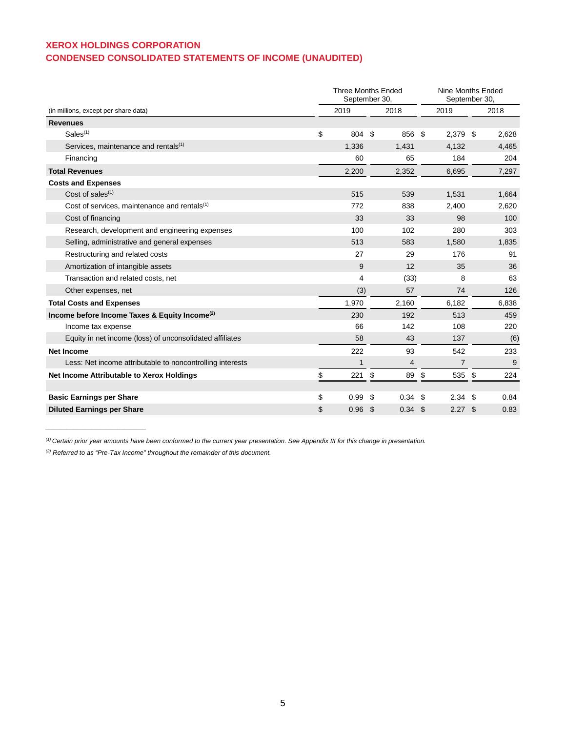# XEROX HOLDINGS CORPORATION
## CONDENSED CONSOLIDATED STATEMENTS OF INCOME (UNAUDITED)

| (in millions, except per-share data) | Three Months Ended September 30, 2019 | Three Months Ended September 30, 2018 | Nine Months Ended September 30, 2019 | Nine Months Ended September 30, 2018 |
|---|---|---|---|---|
| **Revenues** | | | | |
| Sales[(1)] | $ 804 | $ 856 | $ 2,379 | $ 2,628 |
| Services, maintenance and rentals[(1)] | 1,336 | 1,431 | 4,132 | 4,465 |
| Financing | 60 | 65 | 184 | 204 |
| **Total Revenues** | 2,200 | 2,352 | 6,695 | 7,297 |
| **Costs and Expenses** | | | | |
| Cost of sales[(1)] | 515 | 539 | 1,531 | 1,664 |
| Cost of services, maintenance and rentals[(1)] | 772 | 838 | 2,400 | 2,620 |
| Cost of financing | 33 | 33 | 98 | 100 |
| Research, development and engineering expenses | 100 | 102 | 280 | 303 |
| Selling, administrative and general expenses | 513 | 583 | 1,580 | 1,835 |
| Restructuring and related costs | 27 | 29 | 176 | 91 |
| Amortization of intangible assets | 9 | 12 | 35 | 36 |
| Transaction and related costs, net | 4 | (33) | 8 | 63 |
| Other expenses, net | (3) | 57 | 74 | 126 |
| **Total Costs and Expenses** | 1,970 | 2,160 | 6,182 | 6,838 |
| **Income before Income Taxes & Equity Income[(2)]** | 230 | 192 | 513 | 459 |
| Income tax expense | 66 | 142 | 108 | 220 |
| Equity in net income (loss) of unconsolidated affiliates | 58 | 43 | 137 | (6) |
| **Net Income** | 222 | 93 | 542 | 233 |
| Less: Net income attributable to noncontrolling interests | 1 | 4 | 7 | 9 |
| **Net Income Attributable to Xerox Holdings** | $ 221 | $ 89 | $ 535 | $ 224 |
| | | | | |
| **Basic Earnings per Share** | $ 0.99 | $ 0.34 | $ 2.34 | $ 0.84 |
| **Diluted Earnings per Share** | $ 0.96 | $ 0.34 | $ 2.27 | $ 0.83 |

---

*(1) Certain prior year amounts have been conformed to the current year presentation. See Appendix III for this change in presentation.*

*(2) Referred to as "Pre-Tax Income" throughout the remainder of this document.*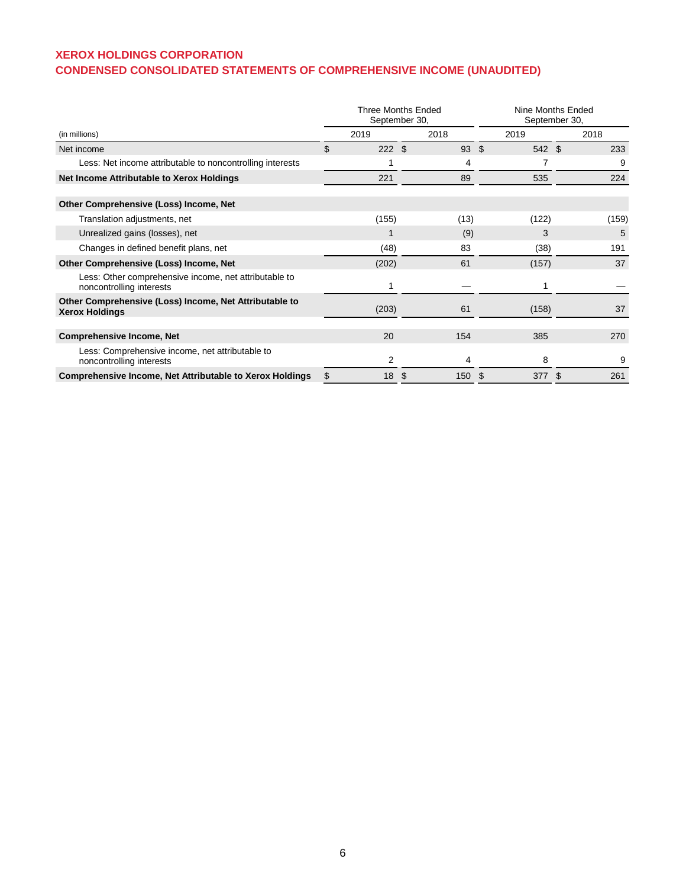## XEROX HOLDINGS CORPORATION
## CONDENSED CONSOLIDATED STATEMENTS OF COMPREHENSIVE INCOME (UNAUDITED)

| (in millions) | Three Months Ended September 30, 2019 | Three Months Ended September 30, 2018 | Nine Months Ended September 30, 2019 | Nine Months Ended September 30, 2018 |
|---|---|---|---|---|
| Net income | $ 222 | $ 93 | $ 542 | $ 233 |
| Less: Net income attributable to noncontrolling interests | 1 | 4 | 7 | 9 |
| **Net Income Attributable to Xerox Holdings** | 221 | 89 | 535 | 224 |
| | | | | |
| **Other Comprehensive (Loss) Income, Net** | | | | |
| Translation adjustments, net | (155) | (13) | (122) | (159) |
| Unrealized gains (losses), net | 1 | (9) | 3 | 5 |
| Changes in defined benefit plans, net | (48) | 83 | (38) | 191 |
| **Other Comprehensive (Loss) Income, Net** | (202) | 61 | (157) | 37 |
| Less: Other comprehensive income, net attributable to noncontrolling interests | 1 | — | 1 | — |
| **Other Comprehensive (Loss) Income, Net Attributable to Xerox Holdings** | (203) | 61 | (158) | 37 |
| | | | | |
| **Comprehensive Income, Net** | 20 | 154 | 385 | 270 |
| Less: Comprehensive income, net attributable to noncontrolling interests | 2 | 4 | 8 | 9 |
| **Comprehensive Income, Net Attributable to Xerox Holdings** | $ 18 | $ 150 | $ 377 | $ 261 |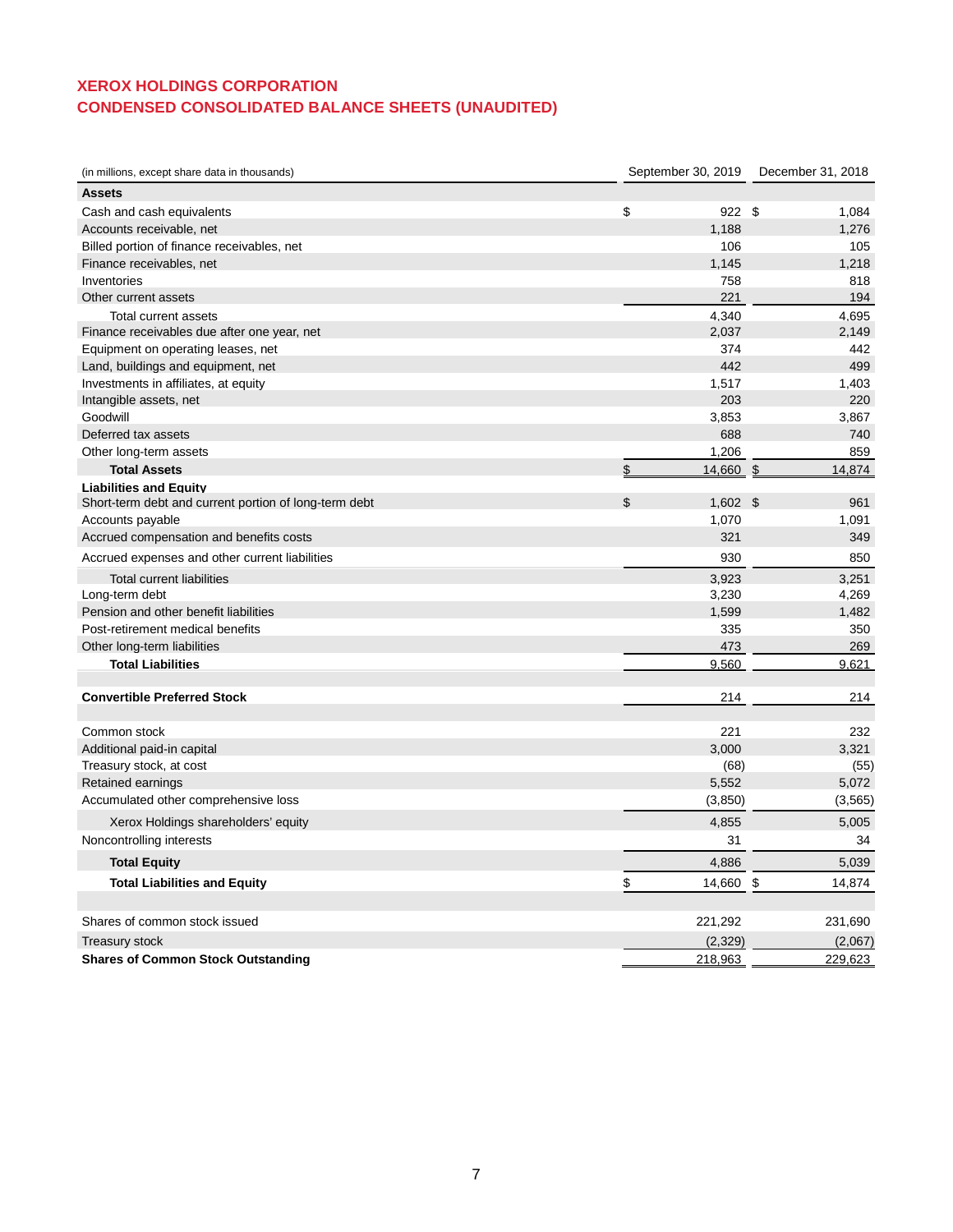# XEROX HOLDINGS CORPORATION
## CONDENSED CONSOLIDATED BALANCE SHEETS (UNAUDITED)

| (in millions, except share data in thousands) | September 30, 2019 | December 31, 2018 |
|---|---|---|
| **Assets** | | |
| Cash and cash equivalents | $ 922 | $ 1,084 |
| Accounts receivable, net | 1,188 | 1,276 |
| Billed portion of finance receivables, net | 106 | 105 |
| Finance receivables, net | 1,145 | 1,218 |
| Inventories | 758 | 818 |
| Other current assets | 221 | 194 |
| Total current assets | 4,340 | 4,695 |
| Finance receivables due after one year, net | 2,037 | 2,149 |
| Equipment on operating leases, net | 374 | 442 |
| Land, buildings and equipment, net | 442 | 499 |
| Investments in affiliates, at equity | 1,517 | 1,403 |
| Intangible assets, net | 203 | 220 |
| Goodwill | 3,853 | 3,867 |
| Deferred tax assets | 688 | 740 |
| Other long-term assets | 1,206 | 859 |
| **Total Assets** | $ 14,660 | $ 14,874 |
| **Liabilities and Equity** | | |
| Short-term debt and current portion of long-term debt | $ 1,602 | $ 961 |
| Accounts payable | 1,070 | 1,091 |
| Accrued compensation and benefits costs | 321 | 349 |
| Accrued expenses and other current liabilities | 930 | 850 |
| Total current liabilities | 3,923 | 3,251 |
| Long-term debt | 3,230 | 4,269 |
| Pension and other benefit liabilities | 1,599 | 1,482 |
| Post-retirement medical benefits | 335 | 350 |
| Other long-term liabilities | 473 | 269 |
| **Total Liabilities** | 9,560 | 9,621 |
| | | |
| **Convertible Preferred Stock** | 214 | 214 |
| | | |
| Common stock | 221 | 232 |
| Additional paid-in capital | 3,000 | 3,321 |
| Treasury stock, at cost | (68) | (55) |
| Retained earnings | 5,552 | 5,072 |
| Accumulated other comprehensive loss | (3,850) | (3,565) |
| Xerox Holdings shareholders' equity | 4,855 | 5,005 |
| Noncontrolling interests | 31 | 34 |
| **Total Equity** | 4,886 | 5,039 |
| **Total Liabilities and Equity** | $ 14,660 | $ 14,874 |
| | | |
| Shares of common stock issued | 221,292 | 231,690 |
| Treasury stock | (2,329) | (2,067) |
| **Shares of Common Stock Outstanding** | 218,963 | 229,623 |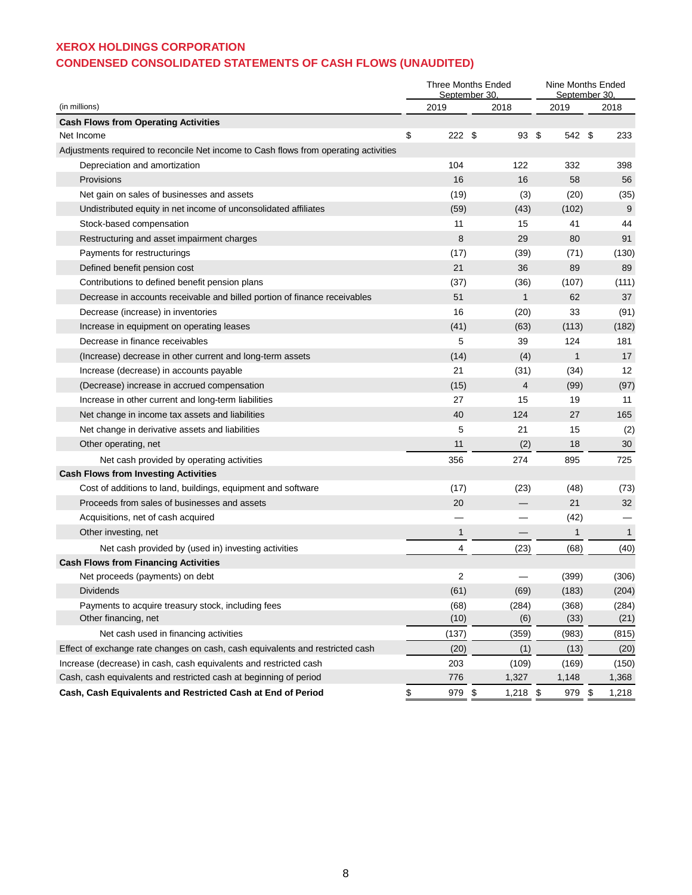## XEROX HOLDINGS CORPORATION
## CONDENSED CONSOLIDATED STATEMENTS OF CASH FLOWS (UNAUDITED)

| (in millions) | Three Months Ended September 30, 2019 | Three Months Ended September 30, 2018 | Nine Months Ended September 30, 2019 | Nine Months Ended September 30, 2018 |
|---|---|---|---|---|
| **Cash Flows from Operating Activities** | | | | |
| Net Income | $ 222 | $ 93 | $ 542 | $ 233 |
| Adjustments required to reconcile Net income to Cash flows from operating activities | | | | |
| Depreciation and amortization | 104 | 122 | 332 | 398 |
| Provisions | 16 | 16 | 58 | 56 |
| Net gain on sales of businesses and assets | (19) | (3) | (20) | (35) |
| Undistributed equity in net income of unconsolidated affiliates | (59) | (43) | (102) | 9 |
| Stock-based compensation | 11 | 15 | 41 | 44 |
| Restructuring and asset impairment charges | 8 | 29 | 80 | 91 |
| Payments for restructurings | (17) | (39) | (71) | (130) |
| Defined benefit pension cost | 21 | 36 | 89 | 89 |
| Contributions to defined benefit pension plans | (37) | (36) | (107) | (111) |
| Decrease in accounts receivable and billed portion of finance receivables | 51 | 1 | 62 | 37 |
| Decrease (increase) in inventories | 16 | (20) | 33 | (91) |
| Increase in equipment on operating leases | (41) | (63) | (113) | (182) |
| Decrease in finance receivables | 5 | 39 | 124 | 181 |
| (Increase) decrease in other current and long-term assets | (14) | (4) | 1 | 17 |
| Increase (decrease) in accounts payable | 21 | (31) | (34) | 12 |
| (Decrease) increase in accrued compensation | (15) | 4 | (99) | (97) |
| Increase in other current and long-term liabilities | 27 | 15 | 19 | 11 |
| Net change in income tax assets and liabilities | 40 | 124 | 27 | 165 |
| Net change in derivative assets and liabilities | 5 | 21 | 15 | (2) |
| Other operating, net | 11 | (2) | 18 | 30 |
| Net cash provided by operating activities | 356 | 274 | 895 | 725 |
| **Cash Flows from Investing Activities** | | | | |
| Cost of additions to land, buildings, equipment and software | (17) | (23) | (48) | (73) |
| Proceeds from sales of businesses and assets | 20 | — | 21 | 32 |
| Acquisitions, net of cash acquired | — | — | (42) | — |
| Other investing, net | 1 | — | 1 | 1 |
| Net cash provided by (used in) investing activities | 4 | (23) | (68) | (40) |
| **Cash Flows from Financing Activities** | | | | |
| Net proceeds (payments) on debt | 2 | — | (399) | (306) |
| Dividends | (61) | (69) | (183) | (204) |
| Payments to acquire treasury stock, including fees | (68) | (284) | (368) | (284) |
| Other financing, net | (10) | (6) | (33) | (21) |
| Net cash used in financing activities | (137) | (359) | (983) | (815) |
| Effect of exchange rate changes on cash, cash equivalents and restricted cash | (20) | (1) | (13) | (20) |
| Increase (decrease) in cash, cash equivalents and restricted cash | 203 | (109) | (169) | (150) |
| Cash, cash equivalents and restricted cash at beginning of period | 776 | 1,327 | 1,148 | 1,368 |
| **Cash, Cash Equivalents and Restricted Cash at End of Period** | $ 979 | $ 1,218 | $ 979 | $ 1,218 |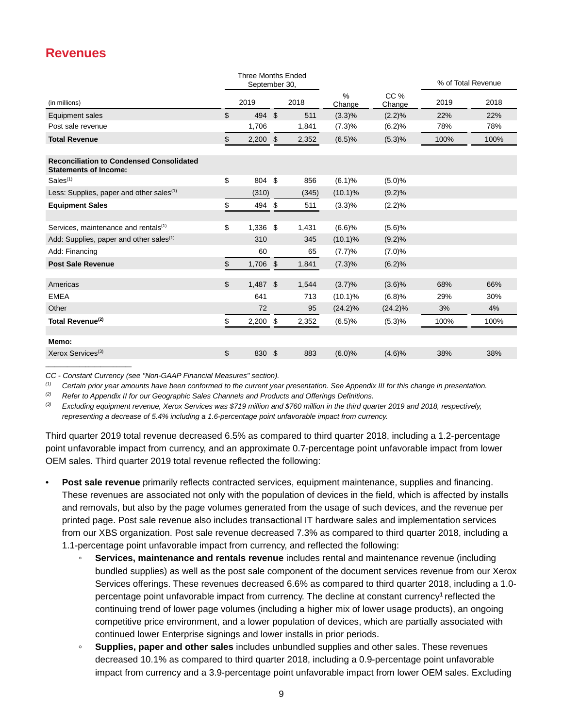## Revenues

| (in millions) | Three Months Ended September 30, 2019 | 2018 | % Change | CC % Change | % of Total Revenue 2019 | 2018 |
|---|---|---|---|---|---|---|
| Equipment sales | $ 494 | $ 511 | (3.3)% | (2.2)% | 22% | 22% |
| Post sale revenue | 1,706 | 1,841 | (7.3)% | (6.2)% | 78% | 78% |
| **Total Revenue** | $ 2,200 | $ 2,352 | (6.5)% | (5.3)% | 100% | 100% |
| | | | | | | |
| **Reconciliation to Condensed Consolidated Statements of Income:** | | | | | | |
| Sales[(1)] | $ 804 | $ 856 | (6.1)% | (5.0)% | | |
| Less: Supplies, paper and other sales[(1)] | (310) | (345) | (10.1)% | (9.2)% | | |
| **Equipment Sales** | $ 494 | $ 511 | (3.3)% | (2.2)% | | |
| | | | | | | |
| Services, maintenance and rentals[(1)] | $ 1,336 | $ 1,431 | (6.6)% | (5.6)% | | |
| Add: Supplies, paper and other sales[(1)] | 310 | 345 | (10.1)% | (9.2)% | | |
| Add: Financing | 60 | 65 | (7.7)% | (7.0)% | | |
| **Post Sale Revenue** | $ 1,706 | $ 1,841 | (7.3)% | (6.2)% | | |
| | | | | | | |
| Americas | $ 1,487 | $ 1,544 | (3.7)% | (3.6)% | 68% | 66% |
| EMEA | 641 | 713 | (10.1)% | (6.8)% | 29% | 30% |
| Other | 72 | 95 | (24.2)% | (24.2)% | 3% | 4% |
| **Total Revenue[(2)]** | $ 2,200 | $ 2,352 | (6.5)% | (5.3)% | 100% | 100% |
| | | | | | | |
| **Memo:** | | | | | | |
| Xerox Services[(3)] | $ 830 | $ 883 | (6.0)% | (4.6)% | 38% | 38% |

*CC - Constant Currency (see "Non-GAAP Financial Measures" section).*

*(1) Certain prior year amounts have been conformed to the current year presentation. See Appendix III for this change in presentation.*

*(2) Refer to Appendix II for our Geographic Sales Channels and Products and Offerings Definitions.*

*(3) Excluding equipment revenue, Xerox Services was $719 million and $760 million in the third quarter 2019 and 2018, respectively, representing a decrease of 5.4% including a 1.6-percentage point unfavorable impact from currency.*

Third quarter 2019 total revenue decreased 6.5% as compared to third quarter 2018, including a 1.2-percentage point unfavorable impact from currency, and an approximate 0.7-percentage point unfavorable impact from lower OEM sales. Third quarter 2019 total revenue reflected the following:

- **Post sale revenue** primarily reflects contracted services, equipment maintenance, supplies and financing. These revenues are associated not only with the population of devices in the field, which is affected by installs and removals, but also by the page volumes generated from the usage of such devices, and the revenue per printed page. Post sale revenue also includes transactional IT hardware sales and implementation services from our XBS organization. Post sale revenue decreased 7.3% as compared to third quarter 2018, including a 1.1-percentage point unfavorable impact from currency, and reflected the following:
  - **Services, maintenance and rentals revenue** includes rental and maintenance revenue (including bundled supplies) as well as the post sale component of the document services revenue from our Xerox Services offerings. These revenues decreased 6.6% as compared to third quarter 2018, including a 1.0-percentage point unfavorable impact from currency. The decline at constant currency[1] reflected the continuing trend of lower page volumes (including a higher mix of lower usage products), an ongoing competitive price environment, and a lower population of devices, which are partially associated with continued lower Enterprise signings and lower installs in prior periods.
  - **Supplies, paper and other sales** includes unbundled supplies and other sales. These revenues decreased 10.1% as compared to third quarter 2018, including a 0.9-percentage point unfavorable impact from currency and a 3.9-percentage point unfavorable impact from lower OEM sales. Excluding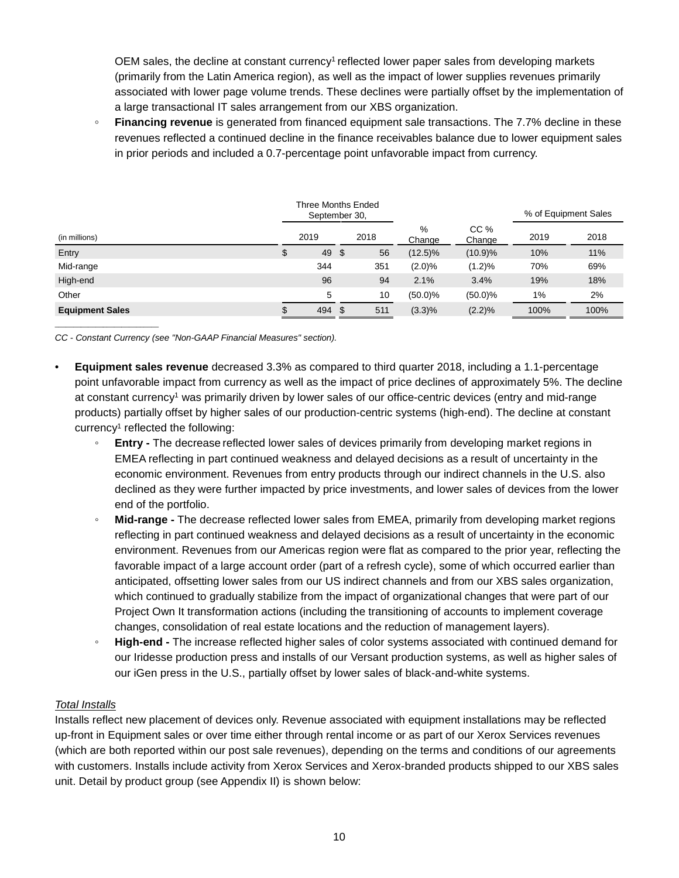OEM sales, the decline at constant currency[1] reflected lower paper sales from developing markets (primarily from the Latin America region), as well as the impact of lower supplies revenues primarily associated with lower page volume trends. These declines were partially offset by the implementation of a large transactional IT sales arrangement from our XBS organization.

- **Financing revenue** is generated from financed equipment sale transactions. The 7.7% decline in these revenues reflected a continued decline in the finance receivables balance due to lower equipment sales in prior periods and included a 0.7-percentage point unfavorable impact from currency.

| | Three Months Ended September 30, | | | | % of Equipment Sales | |
|---|---|---|---|---|---|---|
| (in millions) | 2019 | 2018 | % Change | CC % Change | 2019 | 2018 |
| Entry | $ 49 | $ 56 | (12.5)% | (10.9)% | 10% | 11% |
| Mid-range | 344 | 351 | (2.0)% | (1.2)% | 70% | 69% |
| High-end | 96 | 94 | 2.1% | 3.4% | 19% | 18% |
| Other | 5 | 10 | (50.0)% | (50.0)% | 1% | 2% |
| **Equipment Sales** | $ 494 | $ 511 | (3.3)% | (2.2)% | 100% | 100% |

*CC - Constant Currency (see "Non-GAAP Financial Measures" section).*

- **Equipment sales revenue** decreased 3.3% as compared to third quarter 2018, including a 1.1-percentage point unfavorable impact from currency as well as the impact of price declines of approximately 5%. The decline at constant currency[1] was primarily driven by lower sales of our office-centric devices (entry and mid-range products) partially offset by higher sales of our production-centric systems (high-end). The decline at constant currency[1] reflected the following:
  - **Entry -** The decrease reflected lower sales of devices primarily from developing market regions in EMEA reflecting in part continued weakness and delayed decisions as a result of uncertainty in the economic environment. Revenues from entry products through our indirect channels in the U.S. also declined as they were further impacted by price investments, and lower sales of devices from the lower end of the portfolio.
  - **Mid-range -** The decrease reflected lower sales from EMEA, primarily from developing market regions reflecting in part continued weakness and delayed decisions as a result of uncertainty in the economic environment. Revenues from our Americas region were flat as compared to the prior year, reflecting the favorable impact of a large account order (part of a refresh cycle), some of which occurred earlier than anticipated, offsetting lower sales from our US indirect channels and from our XBS sales organization, which continued to gradually stabilize from the impact of organizational changes that were part of our Project Own It transformation actions (including the transitioning of accounts to implement coverage changes, consolidation of real estate locations and the reduction of management layers).
  - **High-end -** The increase reflected higher sales of color systems associated with continued demand for our Iridesse production press and installs of our Versant production systems, as well as higher sales of our iGen press in the U.S., partially offset by lower sales of black-and-white systems.

*Total Installs*

Installs reflect new placement of devices only. Revenue associated with equipment installations may be reflected up-front in Equipment sales or over time either through rental income or as part of our Xerox Services revenues (which are both reported within our post sale revenues), depending on the terms and conditions of our agreements with customers. Installs include activity from Xerox Services and Xerox-branded products shipped to our XBS sales unit. Detail by product group (see Appendix II) is shown below: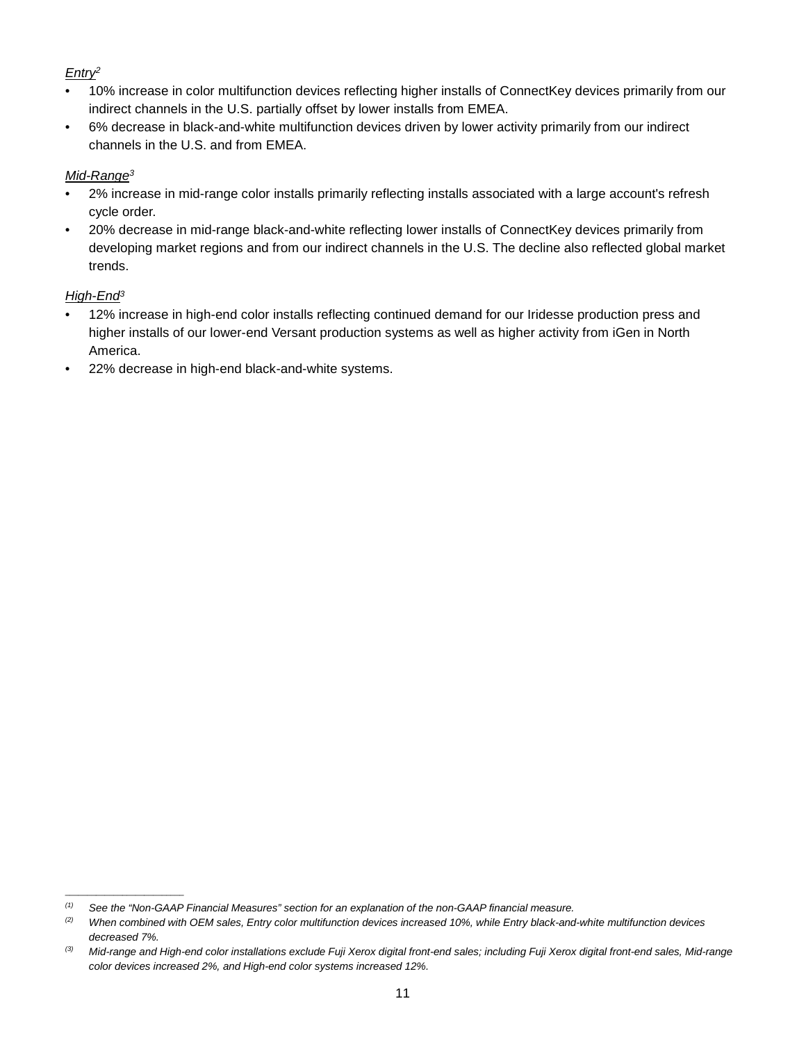*Entry*[2]

- 10% increase in color multifunction devices reflecting higher installs of ConnectKey devices primarily from our indirect channels in the U.S. partially offset by lower installs from EMEA.
- 6% decrease in black-and-white multifunction devices driven by lower activity primarily from our indirect channels in the U.S. and from EMEA.

*Mid-Range*[3]

- 2% increase in mid-range color installs primarily reflecting installs associated with a large account's refresh cycle order.
- 20% decrease in mid-range black-and-white reflecting lower installs of ConnectKey devices primarily from developing market regions and from our indirect channels in the U.S. The decline also reflected global market trends.

*High-End*[3]

- 12% increase in high-end color installs reflecting continued demand for our Iridesse production press and higher installs of our lower-end Versant production systems as well as higher activity from iGen in North America.
- 22% decrease in high-end black-and-white systems.

---

*(1) See the “Non-GAAP Financial Measures” section for an explanation of the non-GAAP financial measure.*

*(2) When combined with OEM sales, Entry color multifunction devices increased 10%, while Entry black-and-white multifunction devices decreased 7%.*

*(3) Mid-range and High-end color installations exclude Fuji Xerox digital front-end sales; including Fuji Xerox digital front-end sales, Mid-range color devices increased 2%, and High-end color systems increased 12%.*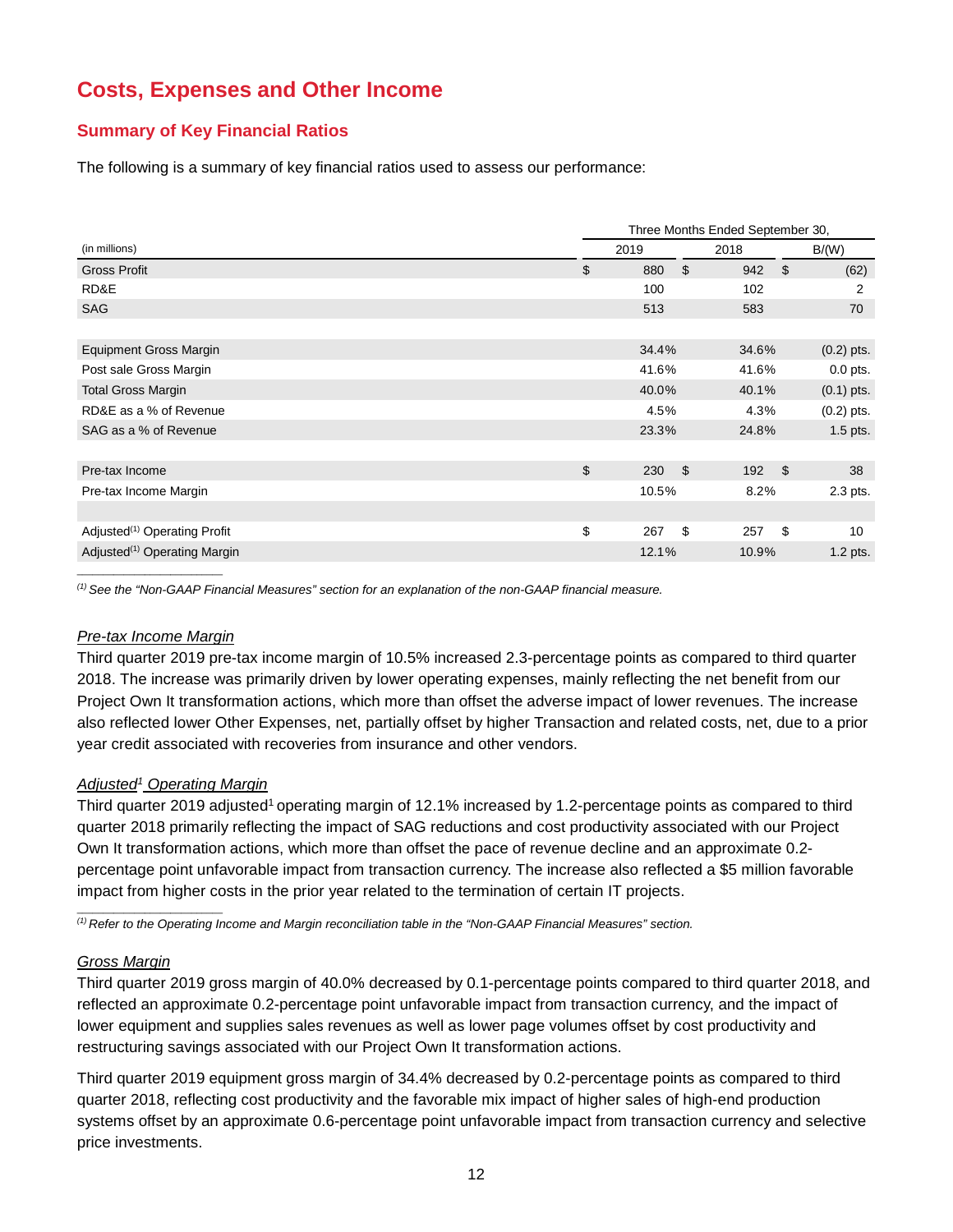# Costs, Expenses and Other Income

## Summary of Key Financial Ratios

The following is a summary of key financial ratios used to assess our performance:

| (in millions) | Three Months Ended September 30, 2019 | 2018 | B/(W) |
|---|---|---|---|
| Gross Profit | $ 880 | $ 942 | $ (62) |
| RD&E | 100 | 102 | 2 |
| SAG | 513 | 583 | 70 |
| | | | |
| Equipment Gross Margin | 34.4% | 34.6% | (0.2) pts. |
| Post sale Gross Margin | 41.6% | 41.6% | 0.0 pts. |
| Total Gross Margin | 40.0% | 40.1% | (0.1) pts. |
| RD&E as a % of Revenue | 4.5% | 4.3% | (0.2) pts. |
| SAG as a % of Revenue | 23.3% | 24.8% | 1.5 pts. |
| | | | |
| Pre-tax Income | $ 230 | $ 192 | $ 38 |
| Pre-tax Income Margin | 10.5% | 8.2% | 2.3 pts. |
| | | | |
| Adjusted[(1)] Operating Profit | $ 267 | $ 257 | $ 10 |
| Adjusted[(1)] Operating Margin | 12.1% | 10.9% | 1.2 pts. |

_____________

*[(1)] See the "Non-GAAP Financial Measures" section for an explanation of the non-GAAP financial measure.*

*Pre-tax Income Margin*

Third quarter 2019 pre-tax income margin of 10.5% increased 2.3-percentage points as compared to third quarter 2018. The increase was primarily driven by lower operating expenses, mainly reflecting the net benefit from our Project Own It transformation actions, which more than offset the adverse impact of lower revenues. The increase also reflected lower Other Expenses, net, partially offset by higher Transaction and related costs, net, due to a prior year credit associated with recoveries from insurance and other vendors.

*Adjusted[1] Operating Margin*

Third quarter 2019 adjusted[1] operating margin of 12.1% increased by 1.2-percentage points as compared to third quarter 2018 primarily reflecting the impact of SAG reductions and cost productivity associated with our Project Own It transformation actions, which more than offset the pace of revenue decline and an approximate 0.2-percentage point unfavorable impact from transaction currency. The increase also reflected a $5 million favorable impact from higher costs in the prior year related to the termination of certain IT projects.

_____________

*[(1)] Refer to the Operating Income and Margin reconciliation table in the "Non-GAAP Financial Measures" section.*

*Gross Margin*

Third quarter 2019 gross margin of 40.0% decreased by 0.1-percentage points compared to third quarter 2018, and reflected an approximate 0.2-percentage point unfavorable impact from transaction currency, and the impact of lower equipment and supplies sales revenues as well as lower page volumes offset by cost productivity and restructuring savings associated with our Project Own It transformation actions.

Third quarter 2019 equipment gross margin of 34.4% decreased by 0.2-percentage points as compared to third quarter 2018, reflecting cost productivity and the favorable mix impact of higher sales of high-end production systems offset by an approximate 0.6-percentage point unfavorable impact from transaction currency and selective price investments.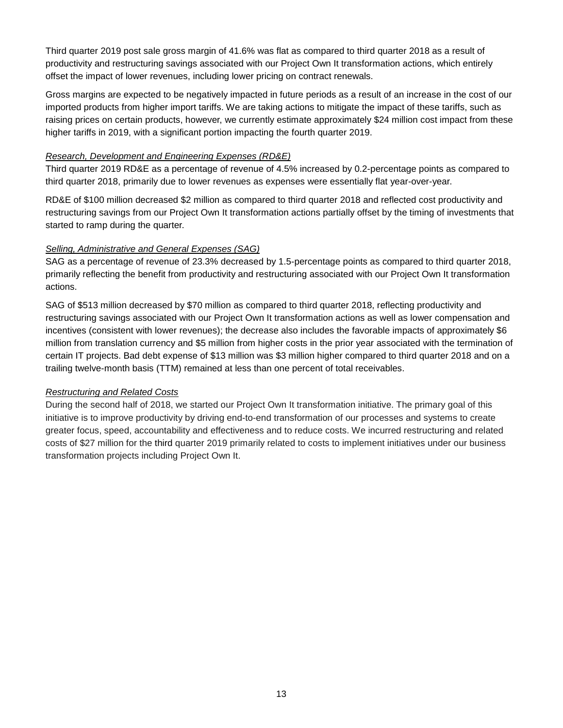Third quarter 2019 post sale gross margin of 41.6% was flat as compared to third quarter 2018 as a result of productivity and restructuring savings associated with our Project Own It transformation actions, which entirely offset the impact of lower revenues, including lower pricing on contract renewals.

Gross margins are expected to be negatively impacted in future periods as a result of an increase in the cost of our imported products from higher import tariffs. We are taking actions to mitigate the impact of these tariffs, such as raising prices on certain products, however, we currently estimate approximately $24 million cost impact from these higher tariffs in 2019, with a significant portion impacting the fourth quarter 2019.

*Research, Development and Engineering Expenses (RD&E)*

Third quarter 2019 RD&E as a percentage of revenue of 4.5% increased by 0.2-percentage points as compared to third quarter 2018, primarily due to lower revenues as expenses were essentially flat year-over-year.

RD&E of $100 million decreased $2 million as compared to third quarter 2018 and reflected cost productivity and restructuring savings from our Project Own It transformation actions partially offset by the timing of investments that started to ramp during the quarter.

*Selling, Administrative and General Expenses (SAG)*

SAG as a percentage of revenue of 23.3% decreased by 1.5-percentage points as compared to third quarter 2018, primarily reflecting the benefit from productivity and restructuring associated with our Project Own It transformation actions.

SAG of $513 million decreased by $70 million as compared to third quarter 2018, reflecting productivity and restructuring savings associated with our Project Own It transformation actions as well as lower compensation and incentives (consistent with lower revenues); the decrease also includes the favorable impacts of approximately $6 million from translation currency and $5 million from higher costs in the prior year associated with the termination of certain IT projects. Bad debt expense of $13 million was $3 million higher compared to third quarter 2018 and on a trailing twelve-month basis (TTM) remained at less than one percent of total receivables.

*Restructuring and Related Costs*

During the second half of 2018, we started our Project Own It transformation initiative. The primary goal of this initiative is to improve productivity by driving end-to-end transformation of our processes and systems to create greater focus, speed, accountability and effectiveness and to reduce costs. We incurred restructuring and related costs of $27 million for the third quarter 2019 primarily related to costs to implement initiatives under our business transformation projects including Project Own It.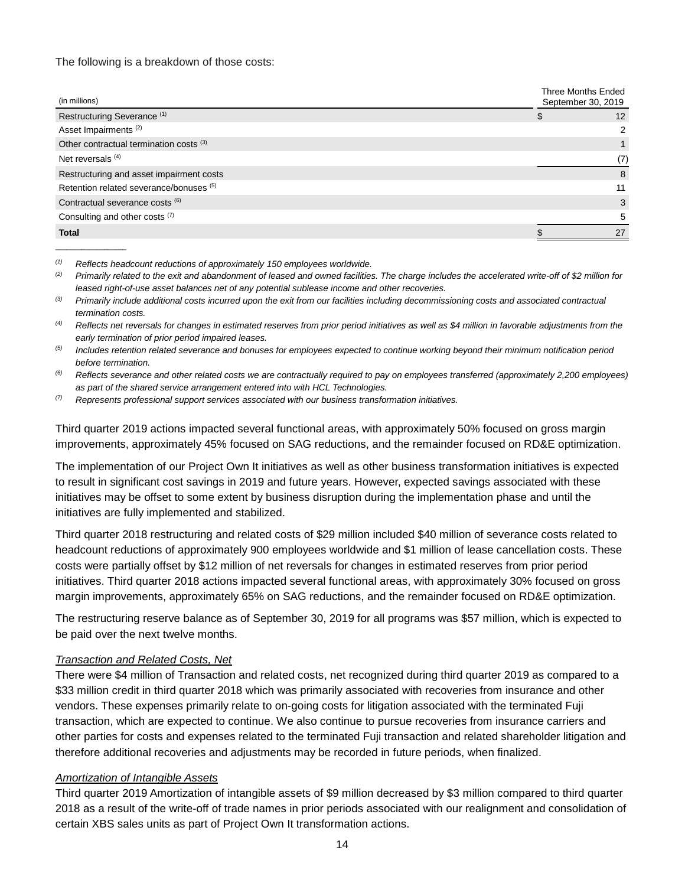The following is a breakdown of those costs:

| (in millions) | Three Months Ended September 30, 2019 |
|---|---|
| Restructuring Severance [(1)] | $ 12 |
| Asset Impairments [(2)] | 2 |
| Other contractual termination costs [(3)] | 1 |
| Net reversals [(4)] | (7) |
| Restructuring and asset impairment costs | 8 |
| Retention related severance/bonuses [(5)] | 11 |
| Contractual severance costs [(6)] | 3 |
| Consulting and other costs [(7)] | 5 |
| **Total** | $ 27 |

_____________

[(1)] *Reflects headcount reductions of approximately 150 employees worldwide.*

[(2)] *Primarily related to the exit and abandonment of leased and owned facilities. The charge includes the accelerated write-off of $2 million for leased right-of-use asset balances net of any potential sublease income and other recoveries.*

[(3)] *Primarily include additional costs incurred upon the exit from our facilities including decommissioning costs and associated contractual termination costs.*

[(4)] *Reflects net reversals for changes in estimated reserves from prior period initiatives as well as $4 million in favorable adjustments from the early termination of prior period impaired leases.*

[(5)] *Includes retention related severance and bonuses for employees expected to continue working beyond their minimum notification period before termination.*

[(6)] *Reflects severance and other related costs we are contractually required to pay on employees transferred (approximately 2,200 employees) as part of the shared service arrangement entered into with HCL Technologies.*

[(7)] *Represents professional support services associated with our business transformation initiatives.*

Third quarter 2019 actions impacted several functional areas, with approximately 50% focused on gross margin improvements, approximately 45% focused on SAG reductions, and the remainder focused on RD&E optimization.

The implementation of our Project Own It initiatives as well as other business transformation initiatives is expected to result in significant cost savings in 2019 and future years. However, expected savings associated with these initiatives may be offset to some extent by business disruption during the implementation phase and until the initiatives are fully implemented and stabilized.

Third quarter 2018 restructuring and related costs of $29 million included $40 million of severance costs related to headcount reductions of approximately 900 employees worldwide and $1 million of lease cancellation costs. These costs were partially offset by $12 million of net reversals for changes in estimated reserves from prior period initiatives. Third quarter 2018 actions impacted several functional areas, with approximately 30% focused on gross margin improvements, approximately 65% on SAG reductions, and the remainder focused on RD&E optimization.

The restructuring reserve balance as of September 30, 2019 for all programs was $57 million, which is expected to be paid over the next twelve months.

*Transaction and Related Costs, Net*

There were $4 million of Transaction and related costs, net recognized during third quarter 2019 as compared to a $33 million credit in third quarter 2018 which was primarily associated with recoveries from insurance and other vendors. These expenses primarily relate to on-going costs for litigation associated with the terminated Fuji transaction, which are expected to continue. We also continue to pursue recoveries from insurance carriers and other parties for costs and expenses related to the terminated Fuji transaction and related shareholder litigation and therefore additional recoveries and adjustments may be recorded in future periods, when finalized.

*Amortization of Intangible Assets*

Third quarter 2019 Amortization of intangible assets of $9 million decreased by $3 million compared to third quarter 2018 as a result of the write-off of trade names in prior periods associated with our realignment and consolidation of certain XBS sales units as part of Project Own It transformation actions.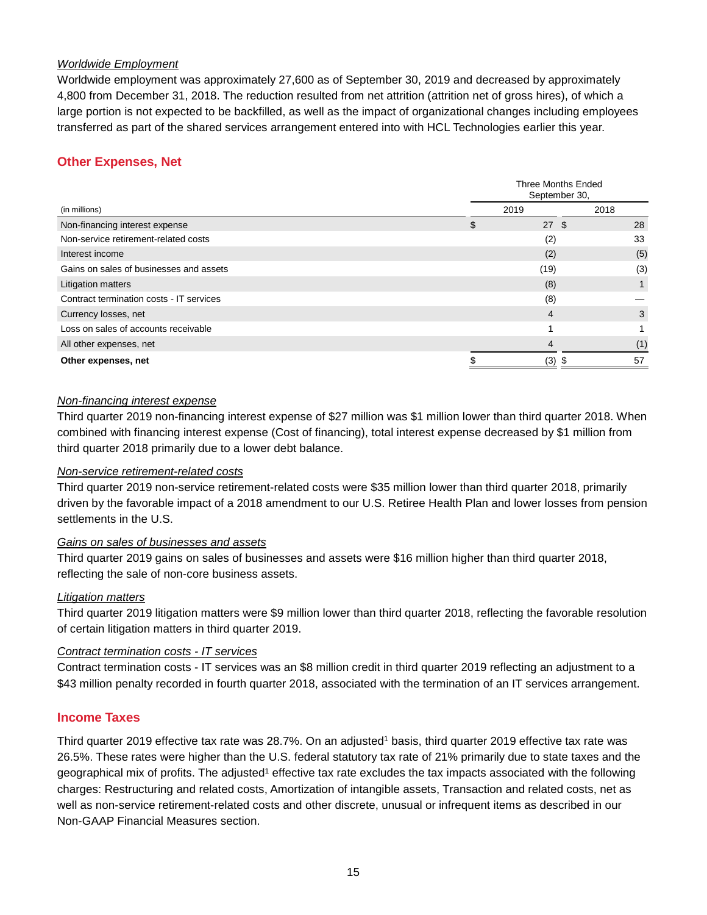*Worldwide Employment*

Worldwide employment was approximately 27,600 as of September 30, 2019 and decreased by approximately 4,800 from December 31, 2018. The reduction resulted from net attrition (attrition net of gross hires), of which a large portion is not expected to be backfilled, as well as the impact of organizational changes including employees transferred as part of the shared services arrangement entered into with HCL Technologies earlier this year.

## Other Expenses, Net

| (in millions) | Three Months Ended September 30, 2019 | 2018 |
|---|---|---|
| Non-financing interest expense | $ 27 | $ 28 |
| Non-service retirement-related costs | (2) | 33 |
| Interest income | (2) | (5) |
| Gains on sales of businesses and assets | (19) | (3) |
| Litigation matters | (8) | 1 |
| Contract termination costs - IT services | (8) | — |
| Currency losses, net | 4 | 3 |
| Loss on sales of accounts receivable | 1 | 1 |
| All other expenses, net | 4 | (1) |
| **Other expenses, net** | $ (3) | $ 57 |

*Non-financing interest expense*

Third quarter 2019 non-financing interest expense of $27 million was $1 million lower than third quarter 2018. When combined with financing interest expense (Cost of financing), total interest expense decreased by $1 million from third quarter 2018 primarily due to a lower debt balance.

*Non-service retirement-related costs*

Third quarter 2019 non-service retirement-related costs were $35 million lower than third quarter 2018, primarily driven by the favorable impact of a 2018 amendment to our U.S. Retiree Health Plan and lower losses from pension settlements in the U.S.

*Gains on sales of businesses and assets*

Third quarter 2019 gains on sales of businesses and assets were $16 million higher than third quarter 2018, reflecting the sale of non-core business assets.

*Litigation matters*

Third quarter 2019 litigation matters were $9 million lower than third quarter 2018, reflecting the favorable resolution of certain litigation matters in third quarter 2019.

*Contract termination costs - IT services*

Contract termination costs - IT services was an $8 million credit in third quarter 2019 reflecting an adjustment to a $43 million penalty recorded in fourth quarter 2018, associated with the termination of an IT services arrangement.

## Income Taxes

Third quarter 2019 effective tax rate was 28.7%. On an adjusted[1] basis, third quarter 2019 effective tax rate was 26.5%. These rates were higher than the U.S. federal statutory tax rate of 21% primarily due to state taxes and the geographical mix of profits. The adjusted[1] effective tax rate excludes the tax impacts associated with the following charges: Restructuring and related costs, Amortization of intangible assets, Transaction and related costs, net as well as non-service retirement-related costs and other discrete, unusual or infrequent items as described in our Non-GAAP Financial Measures section.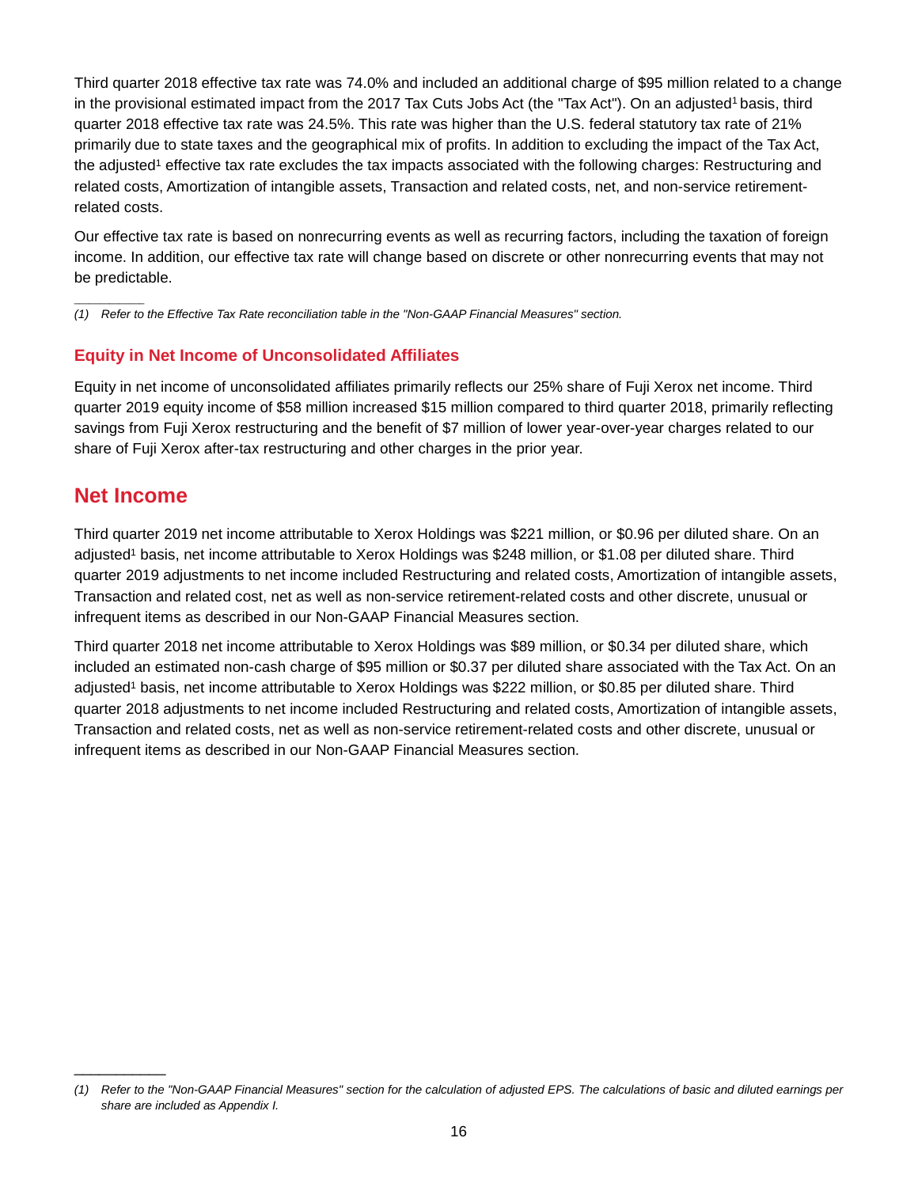Third quarter 2018 effective tax rate was 74.0% and included an additional charge of $95 million related to a change in the provisional estimated impact from the 2017 Tax Cuts Jobs Act (the "Tax Act"). On an adjusted[1] basis, third quarter 2018 effective tax rate was 24.5%. This rate was higher than the U.S. federal statutory tax rate of 21% primarily due to state taxes and the geographical mix of profits. In addition to excluding the impact of the Tax Act, the adjusted[1] effective tax rate excludes the tax impacts associated with the following charges: Restructuring and related costs, Amortization of intangible assets, Transaction and related costs, net, and non-service retirement-related costs.

Our effective tax rate is based on nonrecurring events as well as recurring factors, including the taxation of foreign income. In addition, our effective tax rate will change based on discrete or other nonrecurring events that may not be predictable.

_____________

*(1) Refer to the Effective Tax Rate reconciliation table in the "Non-GAAP Financial Measures" section.*

### Equity in Net Income of Unconsolidated Affiliates

Equity in net income of unconsolidated affiliates primarily reflects our 25% share of Fuji Xerox net income. Third quarter 2019 equity income of $58 million increased $15 million compared to third quarter 2018, primarily reflecting savings from Fuji Xerox restructuring and the benefit of $7 million of lower year-over-year charges related to our share of Fuji Xerox after-tax restructuring and other charges in the prior year.

## Net Income

Third quarter 2019 net income attributable to Xerox Holdings was $221 million, or $0.96 per diluted share. On an adjusted[1] basis, net income attributable to Xerox Holdings was $248 million, or $1.08 per diluted share. Third quarter 2019 adjustments to net income included Restructuring and related costs, Amortization of intangible assets, Transaction and related cost, net as well as non-service retirement-related costs and other discrete, unusual or infrequent items as described in our Non-GAAP Financial Measures section.

Third quarter 2018 net income attributable to Xerox Holdings was $89 million, or $0.34 per diluted share, which included an estimated non-cash charge of $95 million or $0.37 per diluted share associated with the Tax Act. On an adjusted[1] basis, net income attributable to Xerox Holdings was $222 million, or $0.85 per diluted share. Third quarter 2018 adjustments to net income included Restructuring and related costs, Amortization of intangible assets, Transaction and related costs, net as well as non-service retirement-related costs and other discrete, unusual or infrequent items as described in our Non-GAAP Financial Measures section.

_____________

*(1) Refer to the "Non-GAAP Financial Measures" section for the calculation of adjusted EPS. The calculations of basic and diluted earnings per share are included as Appendix I.*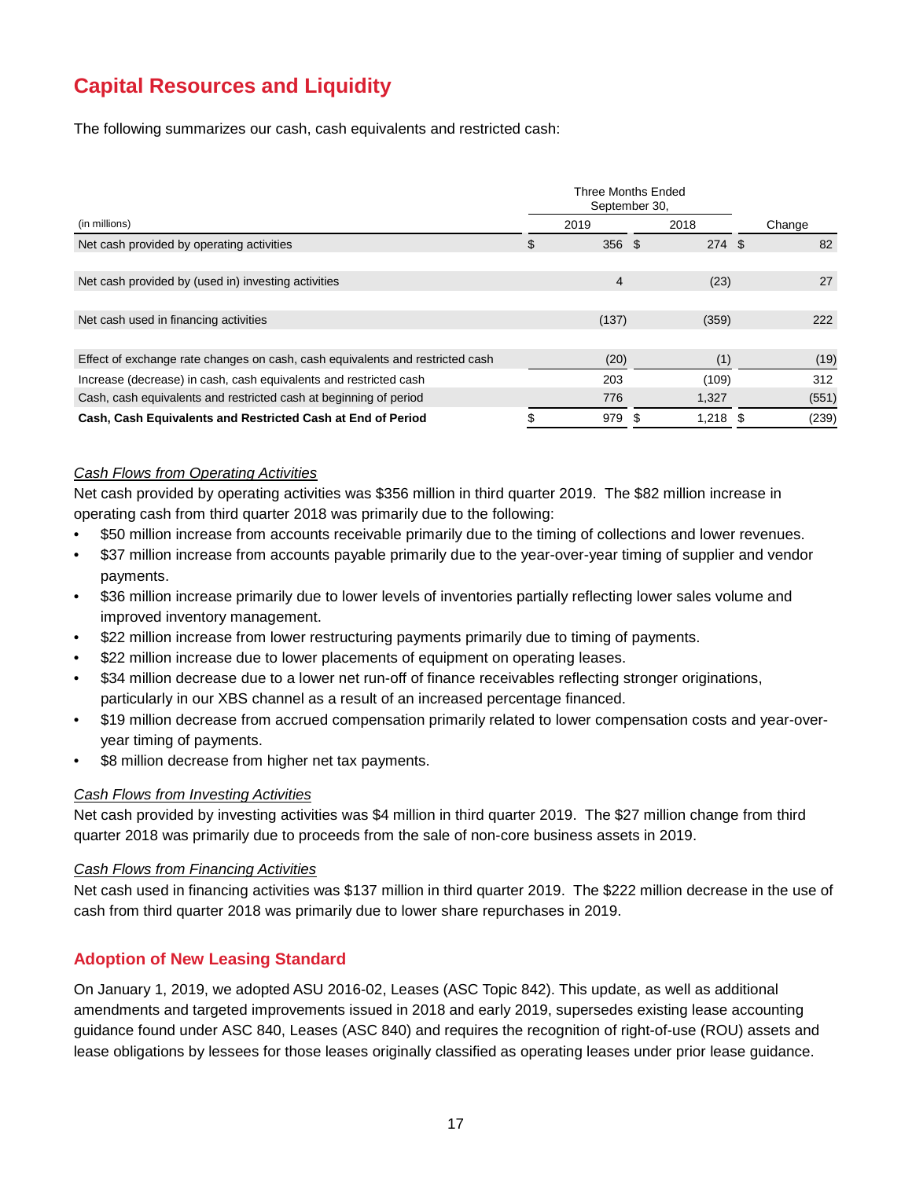# Capital Resources and Liquidity

The following summarizes our cash, cash equivalents and restricted cash:

| (in millions) | Three Months Ended September 30, 2019 | 2018 | Change |
|---|---|---|---|
| Net cash provided by operating activities | $ 356 | $ 274 | $ 82 |
| Net cash provided by (used in) investing activities | 4 | (23) | 27 |
| Net cash used in financing activities | (137) | (359) | 222 |
| Effect of exchange rate changes on cash, cash equivalents and restricted cash | (20) | (1) | (19) |
| Increase (decrease) in cash, cash equivalents and restricted cash | 203 | (109) | 312 |
| Cash, cash equivalents and restricted cash at beginning of period | 776 | 1,327 | (551) |
| **Cash, Cash Equivalents and Restricted Cash at End of Period** | $ 979 | $ 1,218 | $ (239) |

*Cash Flows from Operating Activities*

Net cash provided by operating activities was $356 million in third quarter 2019. The $82 million increase in operating cash from third quarter 2018 was primarily due to the following:

- $50 million increase from accounts receivable primarily due to the timing of collections and lower revenues.
- $37 million increase from accounts payable primarily due to the year-over-year timing of supplier and vendor payments.
- $36 million increase primarily due to lower levels of inventories partially reflecting lower sales volume and improved inventory management.
- $22 million increase from lower restructuring payments primarily due to timing of payments.
- $22 million increase due to lower placements of equipment on operating leases.
- $34 million decrease due to a lower net run-off of finance receivables reflecting stronger originations, particularly in our XBS channel as a result of an increased percentage financed.
- $19 million decrease from accrued compensation primarily related to lower compensation costs and year-over-year timing of payments.
- $8 million decrease from higher net tax payments.

*Cash Flows from Investing Activities*

Net cash provided by investing activities was $4 million in third quarter 2019. The $27 million change from third quarter 2018 was primarily due to proceeds from the sale of non-core business assets in 2019.

*Cash Flows from Financing Activities*

Net cash used in financing activities was $137 million in third quarter 2019. The $222 million decrease in the use of cash from third quarter 2018 was primarily due to lower share repurchases in 2019.

## Adoption of New Leasing Standard

On January 1, 2019, we adopted ASU 2016-02, Leases (ASC Topic 842). This update, as well as additional amendments and targeted improvements issued in 2018 and early 2019, supersedes existing lease accounting guidance found under ASC 840, Leases (ASC 840) and requires the recognition of right-of-use (ROU) assets and lease obligations by lessees for those leases originally classified as operating leases under prior lease guidance.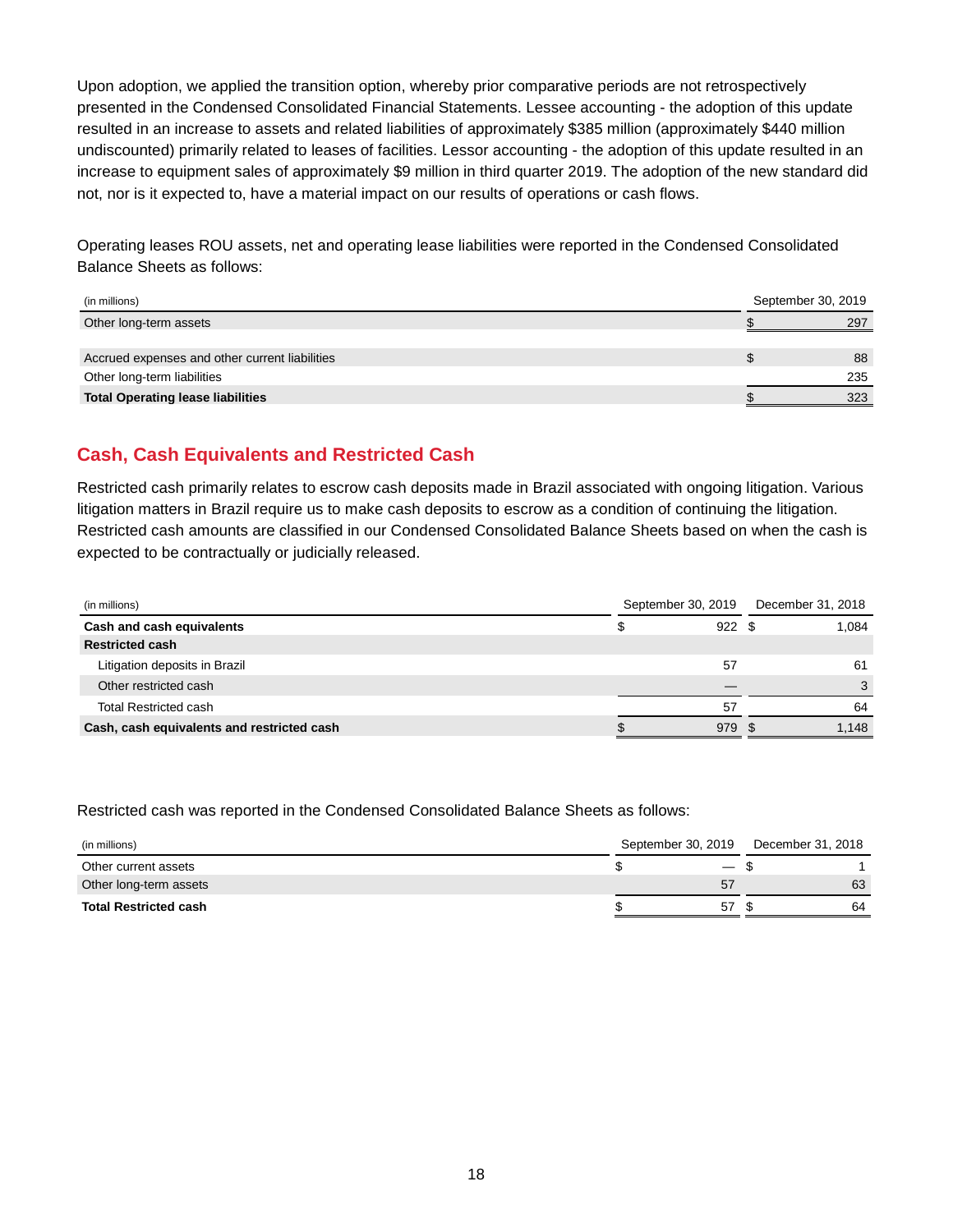Upon adoption, we applied the transition option, whereby prior comparative periods are not retrospectively presented in the Condensed Consolidated Financial Statements. Lessee accounting - the adoption of this update resulted in an increase to assets and related liabilities of approximately $385 million (approximately $440 million undiscounted) primarily related to leases of facilities. Lessor accounting - the adoption of this update resulted in an increase to equipment sales of approximately $9 million in third quarter 2019. The adoption of the new standard did not, nor is it expected to, have a material impact on our results of operations or cash flows.

Operating leases ROU assets, net and operating lease liabilities were reported in the Condensed Consolidated Balance Sheets as follows:

| (in millions) | September 30, 2019 |
|---|---|
| Other long-term assets | $ 297 |
| | |
| Accrued expenses and other current liabilities | $ 88 |
| Other long-term liabilities | 235 |
| **Total Operating lease liabilities** | $ 323 |

## Cash, Cash Equivalents and Restricted Cash

Restricted cash primarily relates to escrow cash deposits made in Brazil associated with ongoing litigation. Various litigation matters in Brazil require us to make cash deposits to escrow as a condition of continuing the litigation. Restricted cash amounts are classified in our Condensed Consolidated Balance Sheets based on when the cash is expected to be contractually or judicially released.

| (in millions) | September 30, 2019 | December 31, 2018 |
|---|---|---|
| **Cash and cash equivalents** | $ 922 | $ 1,084 |
| **Restricted cash** | | |
| Litigation deposits in Brazil | 57 | 61 |
| Other restricted cash | — | 3 |
| Total Restricted cash | 57 | 64 |
| **Cash, cash equivalents and restricted cash** | $ 979 | $ 1,148 |

Restricted cash was reported in the Condensed Consolidated Balance Sheets as follows:

| (in millions) | September 30, 2019 | December 31, 2018 |
|---|---|---|
| Other current assets | $ — | $ 1 |
| Other long-term assets | 57 | 63 |
| **Total Restricted cash** | $ 57 | $ 64 |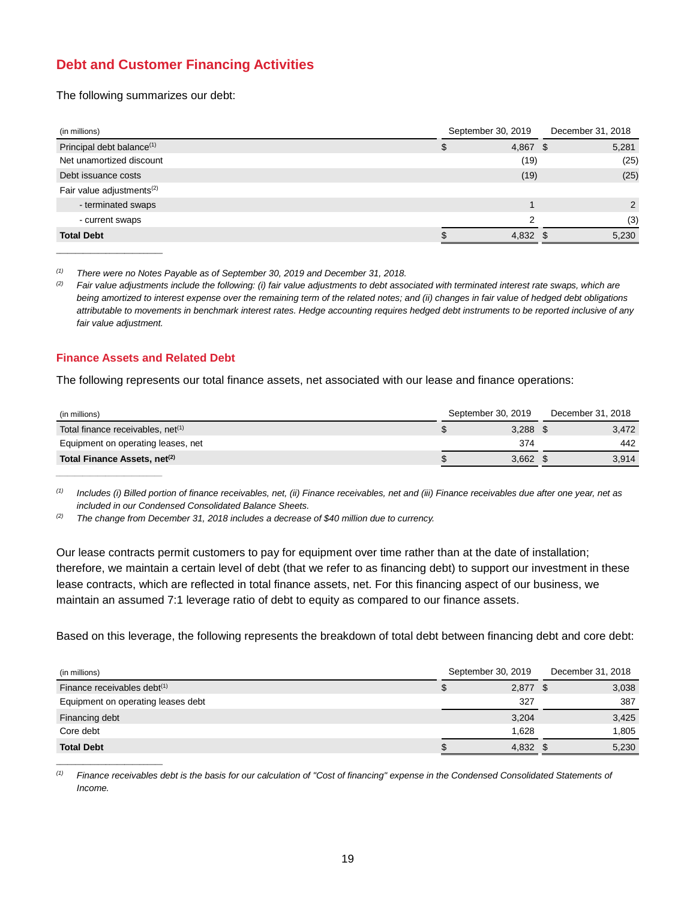## Debt and Customer Financing Activities

The following summarizes our debt:

| (in millions) | September 30, 2019 | December 31, 2018 |
|---|---|---|
| Principal debt balance[(1)] | $ 4,867 | $ 5,281 |
| Net unamortized discount | (19) | (25) |
| Debt issuance costs | (19) | (25) |
| Fair value adjustments[(2)] | | |
| - terminated swaps | 1 | 2 |
| - current swaps | 2 | (3) |
| **Total Debt** | $ 4,832 | $ 5,230 |

*(1) There were no Notes Payable as of September 30, 2019 and December 31, 2018.*

*(2) Fair value adjustments include the following: (i) fair value adjustments to debt associated with terminated interest rate swaps, which are being amortized to interest expense over the remaining term of the related notes; and (ii) changes in fair value of hedged debt obligations attributable to movements in benchmark interest rates. Hedge accounting requires hedged debt instruments to be reported inclusive of any fair value adjustment.*

### Finance Assets and Related Debt

The following represents our total finance assets, net associated with our lease and finance operations:

| (in millions) | September 30, 2019 | December 31, 2018 |
|---|---|---|
| Total finance receivables, net[(1)] | $ 3,288 | $ 3,472 |
| Equipment on operating leases, net | 374 | 442 |
| **Total Finance Assets, net[(2)]** | $ 3,662 | $ 3,914 |

*(1) Includes (i) Billed portion of finance receivables, net, (ii) Finance receivables, net and (iii) Finance receivables due after one year, net as included in our Condensed Consolidated Balance Sheets.*

*(2) The change from December 31, 2018 includes a decrease of $40 million due to currency.*

Our lease contracts permit customers to pay for equipment over time rather than at the date of installation; therefore, we maintain a certain level of debt (that we refer to as financing debt) to support our investment in these lease contracts, which are reflected in total finance assets, net. For this financing aspect of our business, we maintain an assumed 7:1 leverage ratio of debt to equity as compared to our finance assets.

Based on this leverage, the following represents the breakdown of total debt between financing debt and core debt:

| (in millions) | September 30, 2019 | December 31, 2018 |
|---|---|---|
| Finance receivables debt[(1)] | $ 2,877 | $ 3,038 |
| Equipment on operating leases debt | 327 | 387 |
| Financing debt | 3,204 | 3,425 |
| Core debt | 1,628 | 1,805 |
| **Total Debt** | $ 4,832 | $ 5,230 |

*(1) Finance receivables debt is the basis for our calculation of "Cost of financing" expense in the Condensed Consolidated Statements of Income.*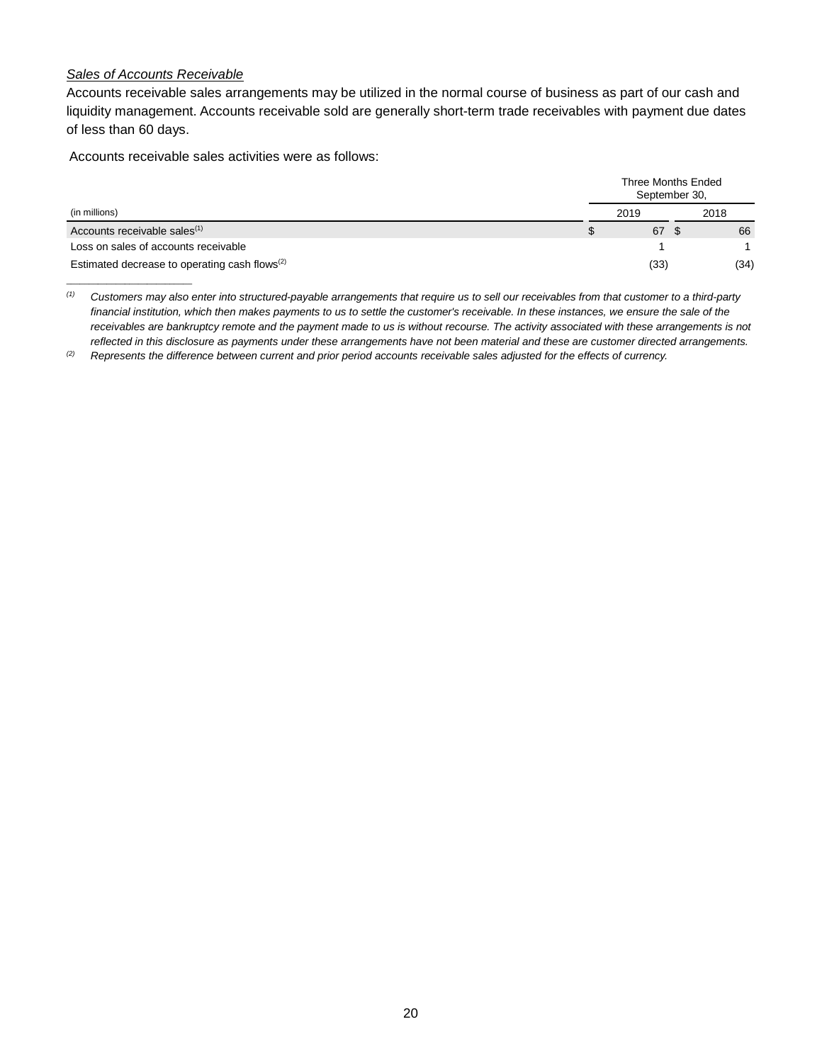*Sales of Accounts Receivable*

Accounts receivable sales arrangements may be utilized in the normal course of business as part of our cash and liquidity management. Accounts receivable sold are generally short-term trade receivables with payment due dates of less than 60 days.

Accounts receivable sales activities were as follows:

| | Three Months Ended September 30, | |
|---|---|---|
| (in millions) | 2019 | 2018 |
| Accounts receivable sales[(1)] | $ 67 | $ 66 |
| Loss on sales of accounts receivable | 1 | 1 |
| Estimated decrease to operating cash flows[(2)] | (33) | (34) |

_____________________

*(1) Customers may also enter into structured-payable arrangements that require us to sell our receivables from that customer to a third-party financial institution, which then makes payments to us to settle the customer's receivable. In these instances, we ensure the sale of the receivables are bankruptcy remote and the payment made to us is without recourse. The activity associated with these arrangements is not reflected in this disclosure as payments under these arrangements have not been material and these are customer directed arrangements.*

*(2) Represents the difference between current and prior period accounts receivable sales adjusted for the effects of currency.*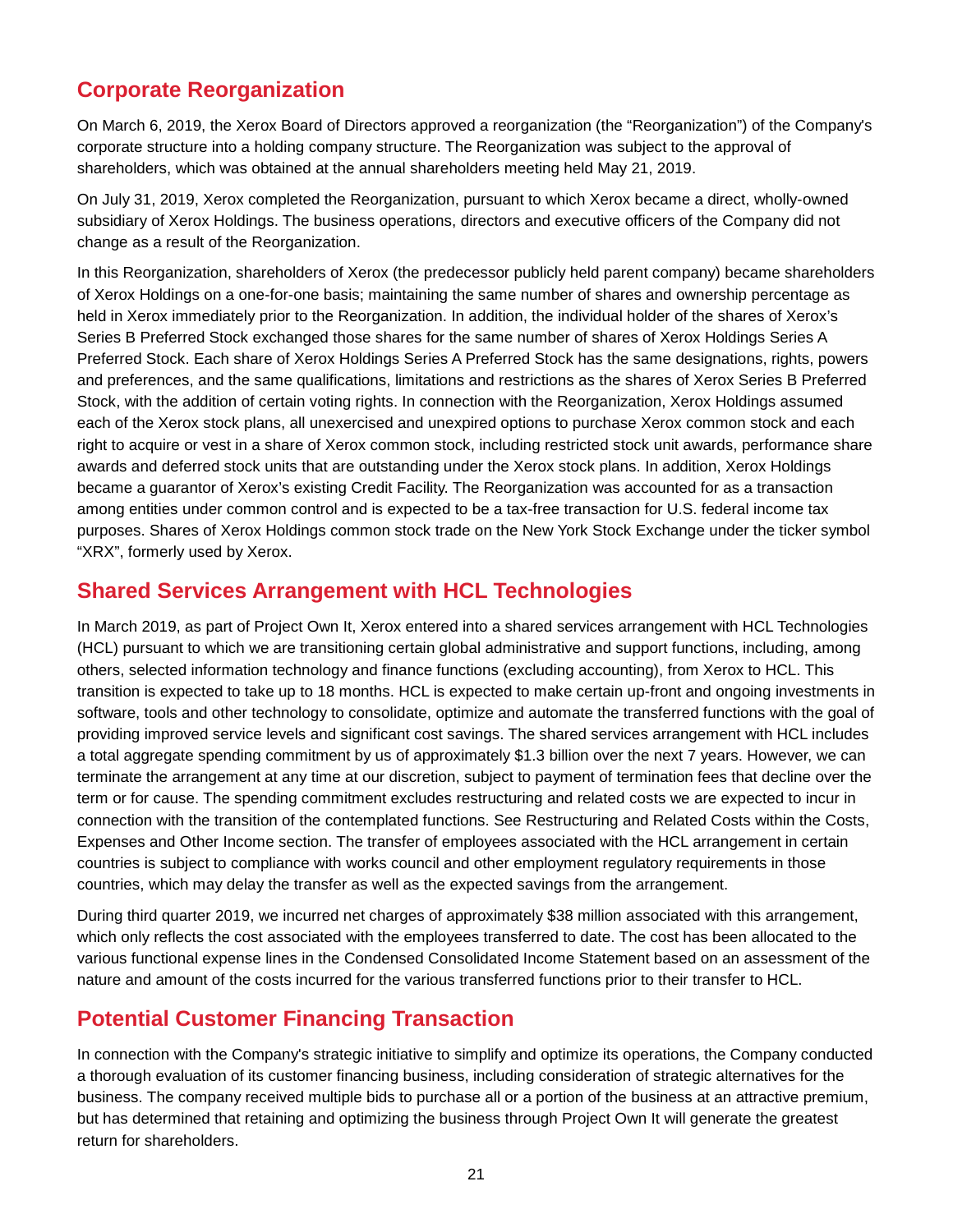## Corporate Reorganization

On March 6, 2019, the Xerox Board of Directors approved a reorganization (the "Reorganization") of the Company's corporate structure into a holding company structure. The Reorganization was subject to the approval of shareholders, which was obtained at the annual shareholders meeting held May 21, 2019.

On July 31, 2019, Xerox completed the Reorganization, pursuant to which Xerox became a direct, wholly-owned subsidiary of Xerox Holdings. The business operations, directors and executive officers of the Company did not change as a result of the Reorganization.

In this Reorganization, shareholders of Xerox (the predecessor publicly held parent company) became shareholders of Xerox Holdings on a one-for-one basis; maintaining the same number of shares and ownership percentage as held in Xerox immediately prior to the Reorganization. In addition, the individual holder of the shares of Xerox's Series B Preferred Stock exchanged those shares for the same number of shares of Xerox Holdings Series A Preferred Stock. Each share of Xerox Holdings Series A Preferred Stock has the same designations, rights, powers and preferences, and the same qualifications, limitations and restrictions as the shares of Xerox Series B Preferred Stock, with the addition of certain voting rights. In connection with the Reorganization, Xerox Holdings assumed each of the Xerox stock plans, all unexercised and unexpired options to purchase Xerox common stock and each right to acquire or vest in a share of Xerox common stock, including restricted stock unit awards, performance share awards and deferred stock units that are outstanding under the Xerox stock plans. In addition, Xerox Holdings became a guarantor of Xerox's existing Credit Facility. The Reorganization was accounted for as a transaction among entities under common control and is expected to be a tax-free transaction for U.S. federal income tax purposes. Shares of Xerox Holdings common stock trade on the New York Stock Exchange under the ticker symbol "XRX", formerly used by Xerox.

## Shared Services Arrangement with HCL Technologies

In March 2019, as part of Project Own It, Xerox entered into a shared services arrangement with HCL Technologies (HCL) pursuant to which we are transitioning certain global administrative and support functions, including, among others, selected information technology and finance functions (excluding accounting), from Xerox to HCL. This transition is expected to take up to 18 months. HCL is expected to make certain up-front and ongoing investments in software, tools and other technology to consolidate, optimize and automate the transferred functions with the goal of providing improved service levels and significant cost savings. The shared services arrangement with HCL includes a total aggregate spending commitment by us of approximately $1.3 billion over the next 7 years. However, we can terminate the arrangement at any time at our discretion, subject to payment of termination fees that decline over the term or for cause. The spending commitment excludes restructuring and related costs we are expected to incur in connection with the transition of the contemplated functions. See Restructuring and Related Costs within the Costs, Expenses and Other Income section. The transfer of employees associated with the HCL arrangement in certain countries is subject to compliance with works council and other employment regulatory requirements in those countries, which may delay the transfer as well as the expected savings from the arrangement.

During third quarter 2019, we incurred net charges of approximately $38 million associated with this arrangement, which only reflects the cost associated with the employees transferred to date. The cost has been allocated to the various functional expense lines in the Condensed Consolidated Income Statement based on an assessment of the nature and amount of the costs incurred for the various transferred functions prior to their transfer to HCL.

## Potential Customer Financing Transaction

In connection with the Company's strategic initiative to simplify and optimize its operations, the Company conducted a thorough evaluation of its customer financing business, including consideration of strategic alternatives for the business. The company received multiple bids to purchase all or a portion of the business at an attractive premium, but has determined that retaining and optimizing the business through Project Own It will generate the greatest return for shareholders.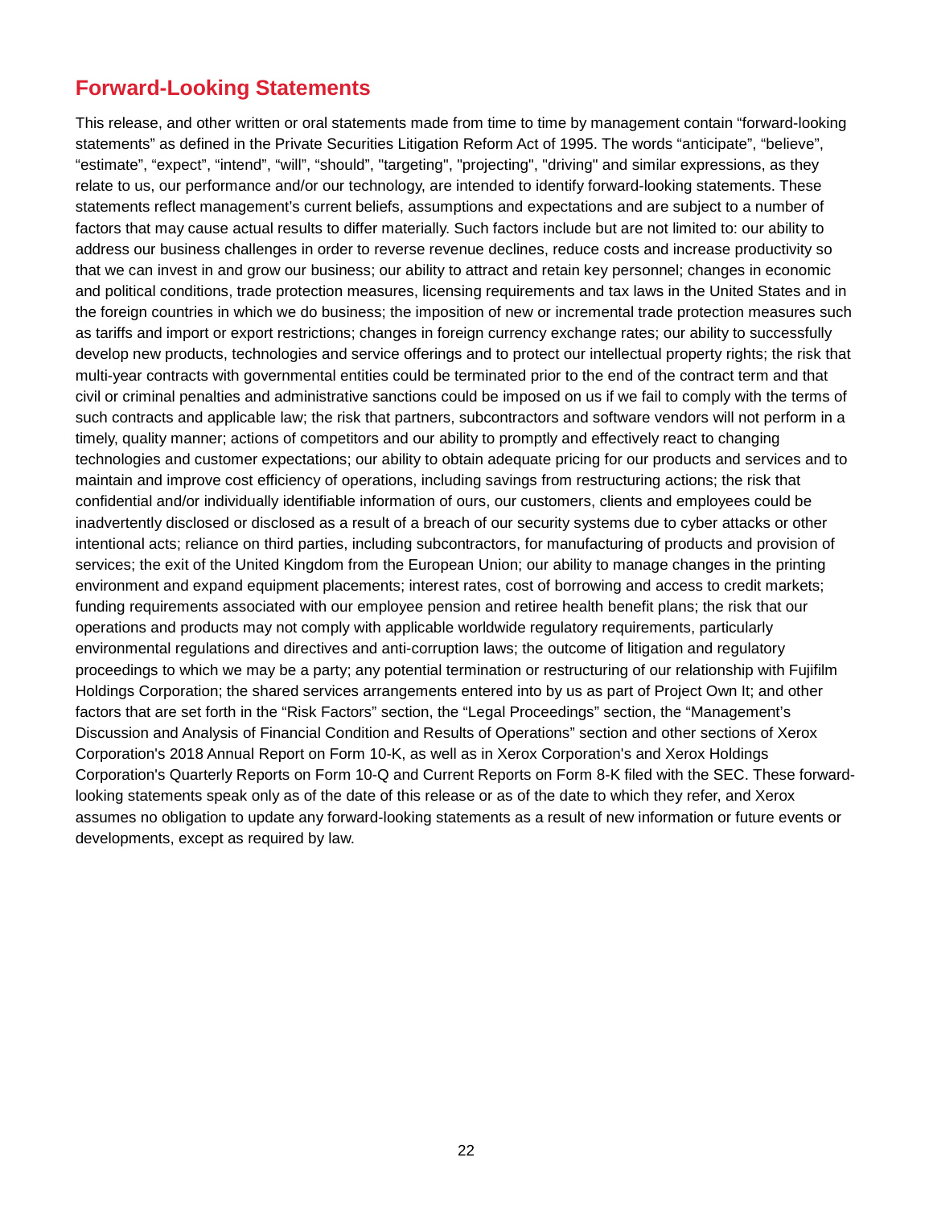## Forward-Looking Statements

This release, and other written or oral statements made from time to time by management contain “forward-looking statements” as defined in the Private Securities Litigation Reform Act of 1995. The words “anticipate”, “believe”, “estimate”, “expect”, “intend”, “will”, “should”, "targeting", "projecting", "driving" and similar expressions, as they relate to us, our performance and/or our technology, are intended to identify forward-looking statements. These statements reflect management’s current beliefs, assumptions and expectations and are subject to a number of factors that may cause actual results to differ materially. Such factors include but are not limited to: our ability to address our business challenges in order to reverse revenue declines, reduce costs and increase productivity so that we can invest in and grow our business; our ability to attract and retain key personnel; changes in economic and political conditions, trade protection measures, licensing requirements and tax laws in the United States and in the foreign countries in which we do business; the imposition of new or incremental trade protection measures such as tariffs and import or export restrictions; changes in foreign currency exchange rates; our ability to successfully develop new products, technologies and service offerings and to protect our intellectual property rights; the risk that multi-year contracts with governmental entities could be terminated prior to the end of the contract term and that civil or criminal penalties and administrative sanctions could be imposed on us if we fail to comply with the terms of such contracts and applicable law; the risk that partners, subcontractors and software vendors will not perform in a timely, quality manner; actions of competitors and our ability to promptly and effectively react to changing technologies and customer expectations; our ability to obtain adequate pricing for our products and services and to maintain and improve cost efficiency of operations, including savings from restructuring actions; the risk that confidential and/or individually identifiable information of ours, our customers, clients and employees could be inadvertently disclosed or disclosed as a result of a breach of our security systems due to cyber attacks or other intentional acts; reliance on third parties, including subcontractors, for manufacturing of products and provision of services; the exit of the United Kingdom from the European Union; our ability to manage changes in the printing environment and expand equipment placements; interest rates, cost of borrowing and access to credit markets; funding requirements associated with our employee pension and retiree health benefit plans; the risk that our operations and products may not comply with applicable worldwide regulatory requirements, particularly environmental regulations and directives and anti-corruption laws; the outcome of litigation and regulatory proceedings to which we may be a party; any potential termination or restructuring of our relationship with Fujifilm Holdings Corporation; the shared services arrangements entered into by us as part of Project Own It; and other factors that are set forth in the “Risk Factors” section, the “Legal Proceedings” section, the “Management’s Discussion and Analysis of Financial Condition and Results of Operations” section and other sections of Xerox Corporation's 2018 Annual Report on Form 10-K, as well as in Xerox Corporation's and Xerox Holdings Corporation's Quarterly Reports on Form 10-Q and Current Reports on Form 8-K filed with the SEC. These forward-looking statements speak only as of the date of this release or as of the date to which they refer, and Xerox assumes no obligation to update any forward-looking statements as a result of new information or future events or developments, except as required by law.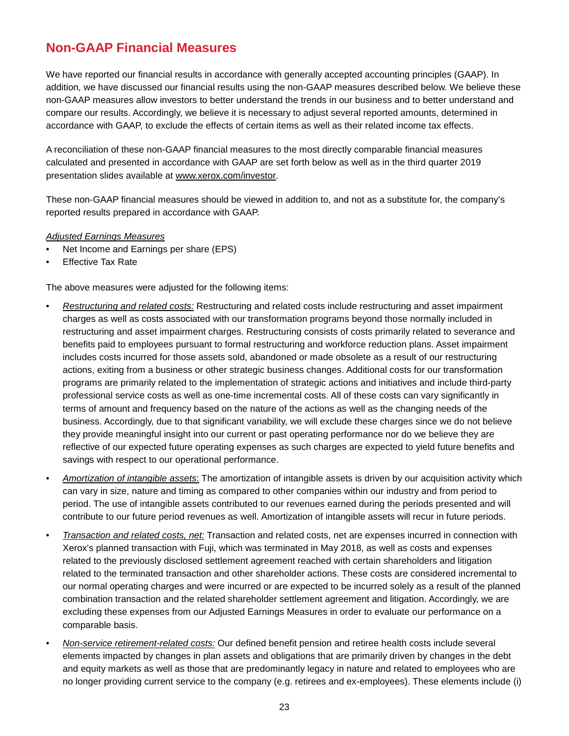## Non-GAAP Financial Measures

We have reported our financial results in accordance with generally accepted accounting principles (GAAP). In addition, we have discussed our financial results using the non-GAAP measures described below. We believe these non-GAAP measures allow investors to better understand the trends in our business and to better understand and compare our results. Accordingly, we believe it is necessary to adjust several reported amounts, determined in accordance with GAAP, to exclude the effects of certain items as well as their related income tax effects.

A reconciliation of these non-GAAP financial measures to the most directly comparable financial measures calculated and presented in accordance with GAAP are set forth below as well as in the third quarter 2019 presentation slides available at www.xerox.com/investor.

These non-GAAP financial measures should be viewed in addition to, and not as a substitute for, the company's reported results prepared in accordance with GAAP.

*Adjusted Earnings Measures*

- Net Income and Earnings per share (EPS)
- Effective Tax Rate

The above measures were adjusted for the following items:

- *Restructuring and related costs:* Restructuring and related costs include restructuring and asset impairment charges as well as costs associated with our transformation programs beyond those normally included in restructuring and asset impairment charges. Restructuring consists of costs primarily related to severance and benefits paid to employees pursuant to formal restructuring and workforce reduction plans. Asset impairment includes costs incurred for those assets sold, abandoned or made obsolete as a result of our restructuring actions, exiting from a business or other strategic business changes. Additional costs for our transformation programs are primarily related to the implementation of strategic actions and initiatives and include third-party professional service costs as well as one-time incremental costs. All of these costs can vary significantly in terms of amount and frequency based on the nature of the actions as well as the changing needs of the business. Accordingly, due to that significant variability, we will exclude these charges since we do not believe they provide meaningful insight into our current or past operating performance nor do we believe they are reflective of our expected future operating expenses as such charges are expected to yield future benefits and savings with respect to our operational performance.
- *Amortization of intangible assets*: The amortization of intangible assets is driven by our acquisition activity which can vary in size, nature and timing as compared to other companies within our industry and from period to period. The use of intangible assets contributed to our revenues earned during the periods presented and will contribute to our future period revenues as well. Amortization of intangible assets will recur in future periods.
- *Transaction and related costs, net:* Transaction and related costs, net are expenses incurred in connection with Xerox's planned transaction with Fuji, which was terminated in May 2018, as well as costs and expenses related to the previously disclosed settlement agreement reached with certain shareholders and litigation related to the terminated transaction and other shareholder actions. These costs are considered incremental to our normal operating charges and were incurred or are expected to be incurred solely as a result of the planned combination transaction and the related shareholder settlement agreement and litigation. Accordingly, we are excluding these expenses from our Adjusted Earnings Measures in order to evaluate our performance on a comparable basis.
- *Non-service retirement-related costs:* Our defined benefit pension and retiree health costs include several elements impacted by changes in plan assets and obligations that are primarily driven by changes in the debt and equity markets as well as those that are predominantly legacy in nature and related to employees who are no longer providing current service to the company (e.g. retirees and ex-employees). These elements include (i)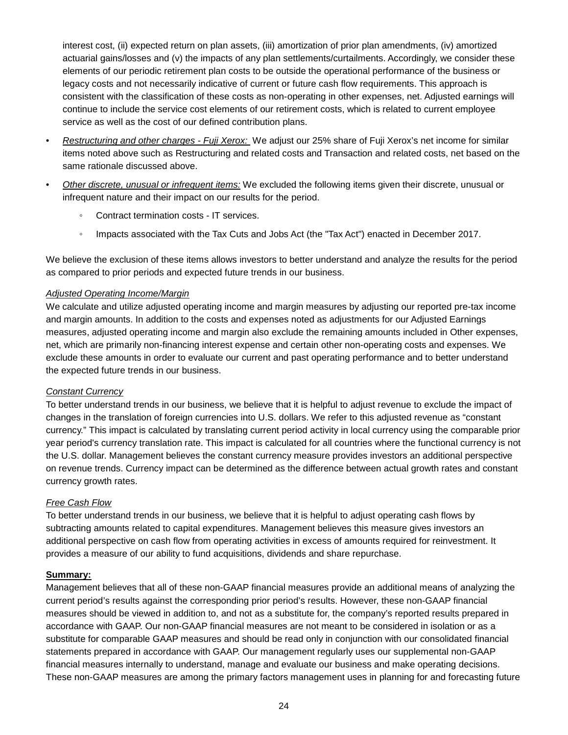interest cost, (ii) expected return on plan assets, (iii) amortization of prior plan amendments, (iv) amortized actuarial gains/losses and (v) the impacts of any plan settlements/curtailments. Accordingly, we consider these elements of our periodic retirement plan costs to be outside the operational performance of the business or legacy costs and not necessarily indicative of current or future cash flow requirements. This approach is consistent with the classification of these costs as non-operating in other expenses, net. Adjusted earnings will continue to include the service cost elements of our retirement costs, which is related to current employee service as well as the cost of our defined contribution plans.

- *Restructuring and other charges - Fuji Xerox:* We adjust our 25% share of Fuji Xerox's net income for similar items noted above such as Restructuring and related costs and Transaction and related costs, net based on the same rationale discussed above.
- *Other discrete, unusual or infrequent items:* We excluded the following items given their discrete, unusual or infrequent nature and their impact on our results for the period.
    - Contract termination costs - IT services.
    - Impacts associated with the Tax Cuts and Jobs Act (the "Tax Act") enacted in December 2017.

We believe the exclusion of these items allows investors to better understand and analyze the results for the period as compared to prior periods and expected future trends in our business.

*Adjusted Operating Income/Margin*

We calculate and utilize adjusted operating income and margin measures by adjusting our reported pre-tax income and margin amounts. In addition to the costs and expenses noted as adjustments for our Adjusted Earnings measures, adjusted operating income and margin also exclude the remaining amounts included in Other expenses, net, which are primarily non-financing interest expense and certain other non-operating costs and expenses. We exclude these amounts in order to evaluate our current and past operating performance and to better understand the expected future trends in our business.

*Constant Currency*

To better understand trends in our business, we believe that it is helpful to adjust revenue to exclude the impact of changes in the translation of foreign currencies into U.S. dollars. We refer to this adjusted revenue as "constant currency." This impact is calculated by translating current period activity in local currency using the comparable prior year period's currency translation rate. This impact is calculated for all countries where the functional currency is not the U.S. dollar. Management believes the constant currency measure provides investors an additional perspective on revenue trends. Currency impact can be determined as the difference between actual growth rates and constant currency growth rates.

*Free Cash Flow*

To better understand trends in our business, we believe that it is helpful to adjust operating cash flows by subtracting amounts related to capital expenditures. Management believes this measure gives investors an additional perspective on cash flow from operating activities in excess of amounts required for reinvestment. It provides a measure of our ability to fund acquisitions, dividends and share repurchase.

**Summary:**

Management believes that all of these non-GAAP financial measures provide an additional means of analyzing the current period's results against the corresponding prior period's results. However, these non-GAAP financial measures should be viewed in addition to, and not as a substitute for, the company's reported results prepared in accordance with GAAP. Our non-GAAP financial measures are not meant to be considered in isolation or as a substitute for comparable GAAP measures and should be read only in conjunction with our consolidated financial statements prepared in accordance with GAAP. Our management regularly uses our supplemental non-GAAP financial measures internally to understand, manage and evaluate our business and make operating decisions. These non-GAAP measures are among the primary factors management uses in planning for and forecasting future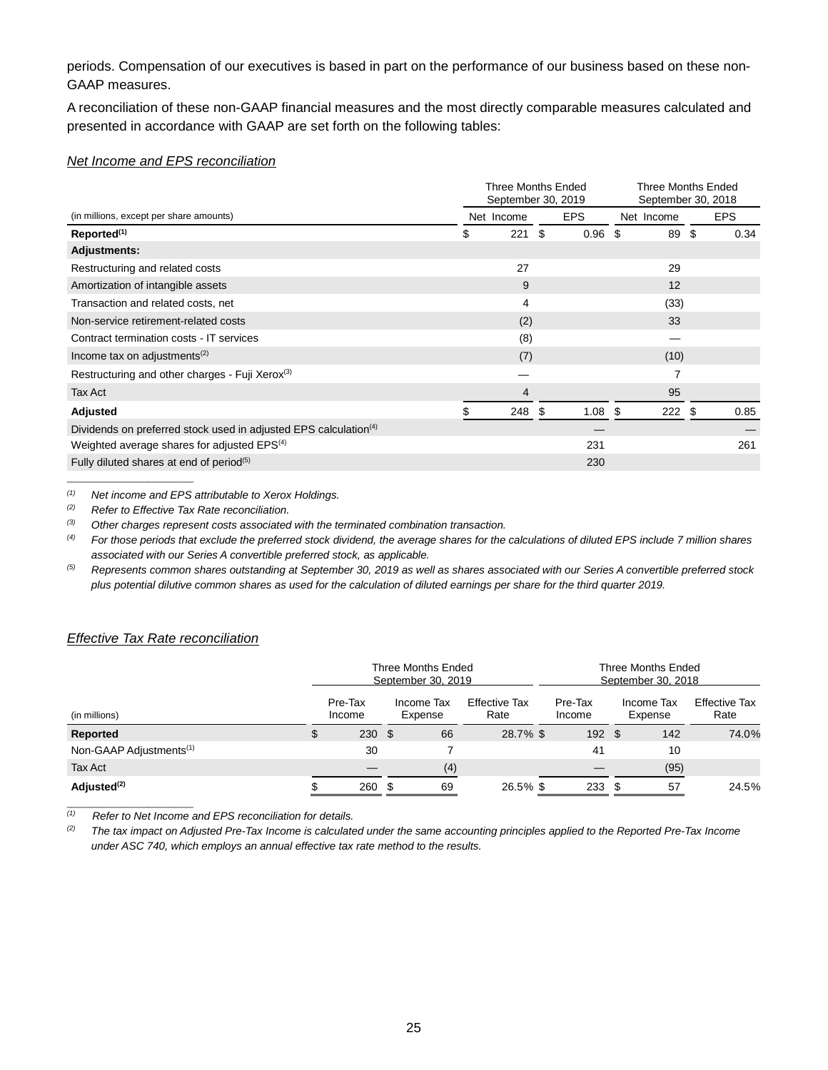periods. Compensation of our executives is based in part on the performance of our business based on these non-GAAP measures.

A reconciliation of these non-GAAP financial measures and the most directly comparable measures calculated and presented in accordance with GAAP are set forth on the following tables:

*Net Income and EPS reconciliation*

| (in millions, except per share amounts) | Three Months Ended September 30, 2019 | | Three Months Ended September 30, 2018 | |
|---|---|---|---|---|
| | Net Income | EPS | Net Income | EPS |
| **Reported**[(1)] | $ 221 | $ 0.96 | $ 89 | $ 0.34 |
| **Adjustments:** | | | | |
| Restructuring and related costs | 27 | | 29 | |
| Amortization of intangible assets | 9 | | 12 | |
| Transaction and related costs, net | 4 | | (33) | |
| Non-service retirement-related costs | (2) | | 33 | |
| Contract termination costs - IT services | (8) | | — | |
| Income tax on adjustments[(2)] | (7) | | (10) | |
| Restructuring and other charges - Fuji Xerox[(3)] | — | | 7 | |
| Tax Act | 4 | | 95 | |
| **Adjusted** | $ 248 | $ 1.08 | $ 222 | $ 0.85 |
| Dividends on preferred stock used in adjusted EPS calculation[(4)] | | — | | — |
| Weighted average shares for adjusted EPS[(4)] | | 231 | | 261 |
| Fully diluted shares at end of period[(5)] | | 230 | | |

*(1) Net income and EPS attributable to Xerox Holdings.*

*(2) Refer to Effective Tax Rate reconciliation.*

*(3) Other charges represent costs associated with the terminated combination transaction.*

*(4) For those periods that exclude the preferred stock dividend, the average shares for the calculations of diluted EPS include 7 million shares associated with our Series A convertible preferred stock, as applicable.*

*(5) Represents common shares outstanding at September 30, 2019 as well as shares associated with our Series A convertible preferred stock plus potential dilutive common shares as used for the calculation of diluted earnings per share for the third quarter 2019.*

*Effective Tax Rate reconciliation*

| (in millions) | Three Months Ended September 30, 2019 | | | Three Months Ended September 30, 2018 | | |
|---|---|---|---|---|---|---|
| | Pre-Tax Income | Income Tax Expense | Effective Tax Rate | Pre-Tax Income | Income Tax Expense | Effective Tax Rate |
| **Reported** | $ 230 | $ 66 | 28.7% | $ 192 | $ 142 | 74.0% |
| Non-GAAP Adjustments[(1)] | 30 | 7 | | 41 | 10 | |
| Tax Act | — | (4) | | — | (95) | |
| **Adjusted**[(2)] | $ 260 | $ 69 | 26.5% | $ 233 | $ 57 | 24.5% |

*(1) Refer to Net Income and EPS reconciliation for details.*

*(2) The tax impact on Adjusted Pre-Tax Income is calculated under the same accounting principles applied to the Reported Pre-Tax Income under ASC 740, which employs an annual effective tax rate method to the results.*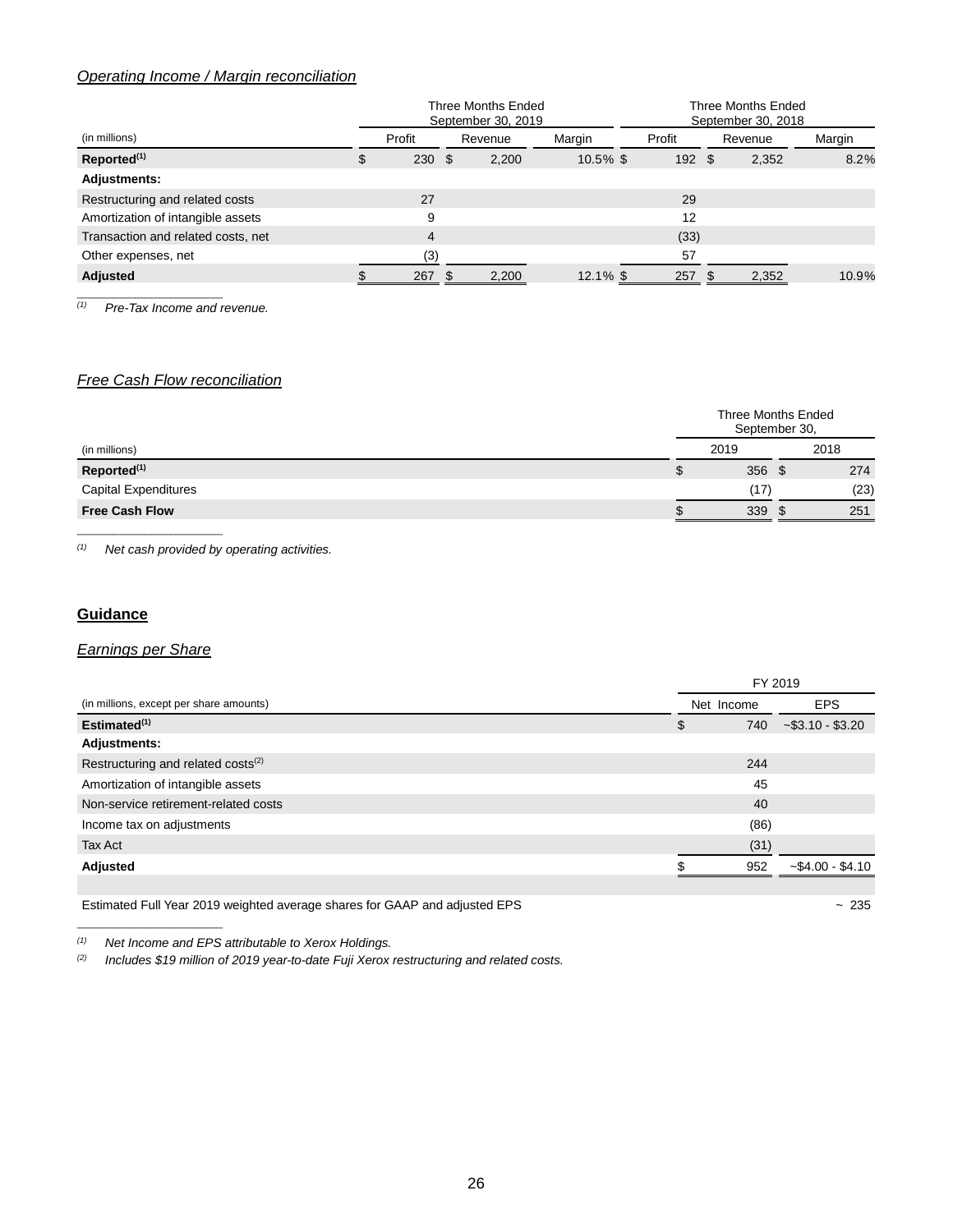*Operating Income / Margin reconciliation*

| (in millions) | Three Months Ended September 30, 2019 | | | Three Months Ended September 30, 2018 | | |
|---|---|---|---|---|---|---|
| | Profit | Revenue | Margin | Profit | Revenue | Margin |
| **Reported**[(1)] | $ 230 | $ 2,200 | 10.5% | $ 192 | $ 2,352 | 8.2% |
| **Adjustments:** | | | | | | |
| Restructuring and related costs | 27 | | | 29 | | |
| Amortization of intangible assets | 9 | | | 12 | | |
| Transaction and related costs, net | 4 | | | (33) | | |
| Other expenses, net | (3) | | | 57 | | |
| **Adjusted** | $ 267 | $ 2,200 | 12.1% | $ 257 | $ 2,352 | 10.9% |

_____________________

*(1) Pre-Tax Income and revenue.*

*Free Cash Flow reconciliation*

| (in millions) | Three Months Ended September 30, 2019 | Three Months Ended September 30, 2018 |
|---|---|---|
| **Reported**[(1)] | $ 356 | $ 274 |
| Capital Expenditures | (17) | (23) |
| **Free Cash Flow** | $ 339 | $ 251 |

_____________________

*(1) Net cash provided by operating activities.*

## Guidance

*Earnings per Share*

| (in millions, except per share amounts) | FY 2019 Net Income | FY 2019 EPS |
|---|---|---|
| **Estimated**[(1)] | $ 740 | ~$3.10 - $3.20 |
| **Adjustments:** | | |
| Restructuring and related costs[(2)] | 244 | |
| Amortization of intangible assets | 45 | |
| Non-service retirement-related costs | 40 | |
| Income tax on adjustments | (86) | |
| Tax Act | (31) | |
| **Adjusted** | $ 952 | ~$4.00 - $4.10 |
| | | |
| Estimated Full Year 2019 weighted average shares for GAAP and adjusted EPS | | ~ 235 |

_____________________

*(1) Net Income and EPS attributable to Xerox Holdings.*

*(2) Includes $19 million of 2019 year-to-date Fuji Xerox restructuring and related costs.*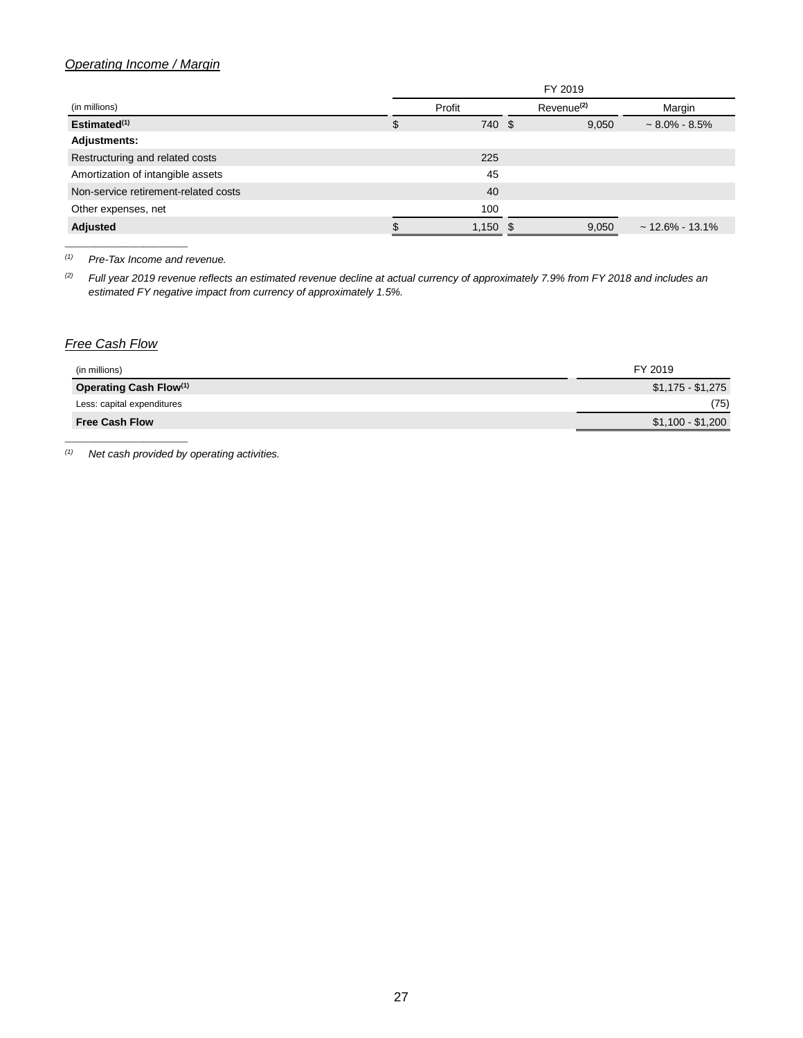*Operating Income / Margin*

| | FY 2019 | | |
|---|---|---|---|
| (in millions) | Profit | Revenue[(2)] | Margin |
| **Estimated[(1)]** | $ 740 | $ 9,050 | ~ 8.0% - 8.5% |
| **Adjustments:** | | | |
| Restructuring and related costs | 225 | | |
| Amortization of intangible assets | 45 | | |
| Non-service retirement-related costs | 40 | | |
| Other expenses, net | 100 | | |
| **Adjusted** | $ 1,150 | $ 9,050 | ~ 12.6% - 13.1% |

_____________________

(1) *Pre-Tax Income and revenue.*

(2) *Full year 2019 revenue reflects an estimated revenue decline at actual currency of approximately 7.9% from FY 2018 and includes an estimated FY negative impact from currency of approximately 1.5%.*

*Free Cash Flow*

| (in millions) | FY 2019 |
|---|---|
| **Operating Cash Flow[(1)]** | $1,175 - $1,275 |
| Less: capital expenditures | (75) |
| **Free Cash Flow** | $1,100 - $1,200 |

_____________________

(1) *Net cash provided by operating activities.*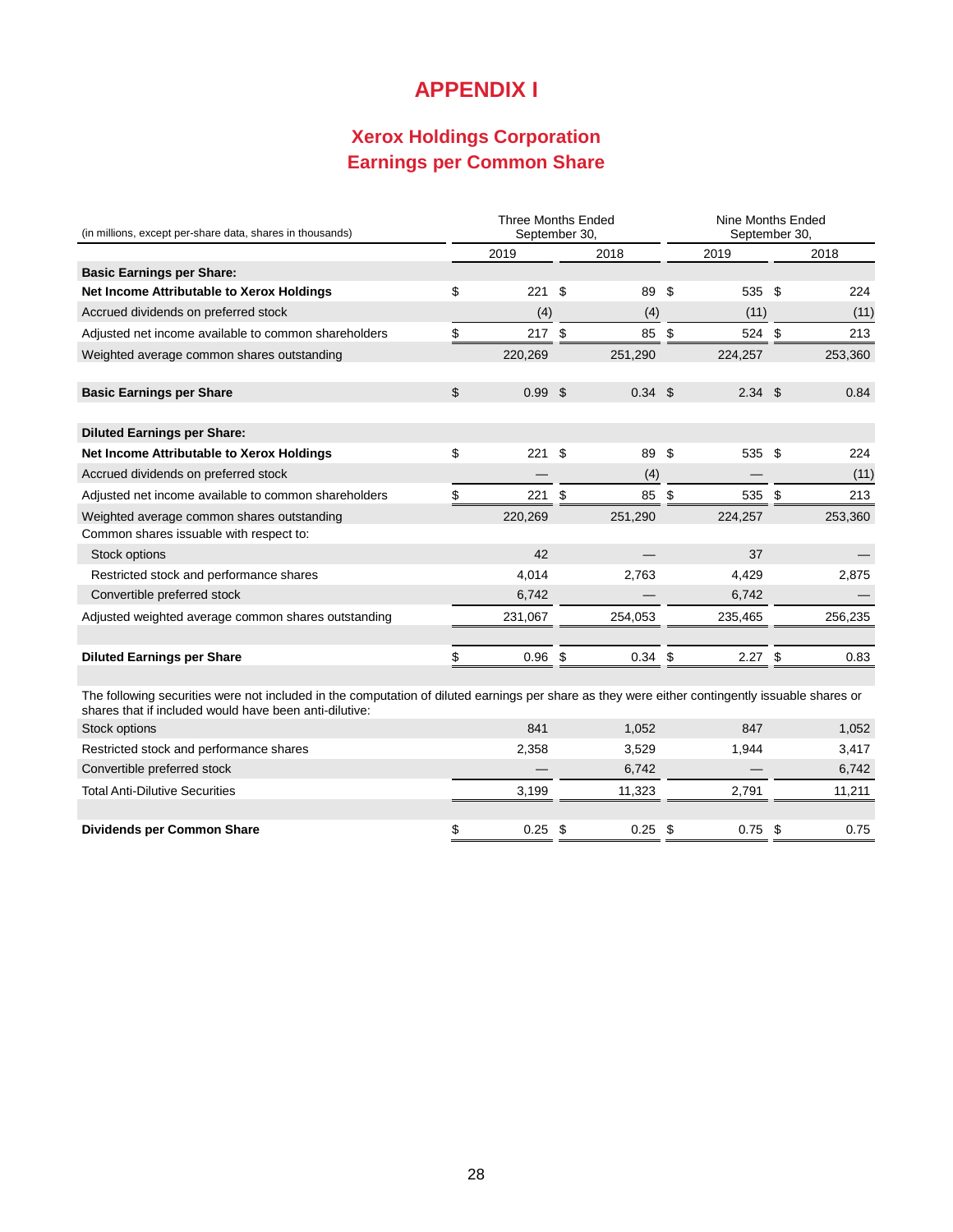# APPENDIX I

## Xerox Holdings Corporation
## Earnings per Common Share

| (in millions, except per-share data, shares in thousands) | Three Months Ended September 30, | | Nine Months Ended September 30, | |
|---|---|---|---|---|
| | 2019 | 2018 | 2019 | 2018 |
| **Basic Earnings per Share:** | | | | |
| **Net Income Attributable to Xerox Holdings** | $ 221 | $ 89 | $ 535 | $ 224 |
| Accrued dividends on preferred stock | (4) | (4) | (11) | (11) |
| Adjusted net income available to common shareholders | $ 217 | $ 85 | $ 524 | $ 213 |
| Weighted average common shares outstanding | 220,269 | 251,290 | 224,257 | 253,360 |
| **Basic Earnings per Share** | $ 0.99 | $ 0.34 | $ 2.34 | $ 0.84 |
| **Diluted Earnings per Share:** | | | | |
| **Net Income Attributable to Xerox Holdings** | $ 221 | $ 89 | $ 535 | $ 224 |
| Accrued dividends on preferred stock | — | (4) | — | (11) |
| Adjusted net income available to common shareholders | $ 221 | $ 85 | $ 535 | $ 213 |
| Weighted average common shares outstanding | 220,269 | 251,290 | 224,257 | 253,360 |
| Common shares issuable with respect to: | | | | |
| Stock options | 42 | — | 37 | — |
| Restricted stock and performance shares | 4,014 | 2,763 | 4,429 | 2,875 |
| Convertible preferred stock | 6,742 | — | 6,742 | — |
| Adjusted weighted average common shares outstanding | 231,067 | 254,053 | 235,465 | 256,235 |
| **Diluted Earnings per Share** | $ 0.96 | $ 0.34 | $ 2.27 | $ 0.83 |

The following securities were not included in the computation of diluted earnings per share as they were either contingently issuable shares or shares that if included would have been anti-dilutive:

| | Three Months Ended 2019 | Three Months Ended 2018 | Nine Months Ended 2019 | Nine Months Ended 2018 |
|---|---|---|---|---|
| Stock options | 841 | 1,052 | 847 | 1,052 |
| Restricted stock and performance shares | 2,358 | 3,529 | 1,944 | 3,417 |
| Convertible preferred stock | — | 6,742 | — | 6,742 |
| Total Anti-Dilutive Securities | 3,199 | 11,323 | 2,791 | 11,211 |
| **Dividends per Common Share** | $ 0.25 | $ 0.25 | $ 0.75 | $ 0.75 |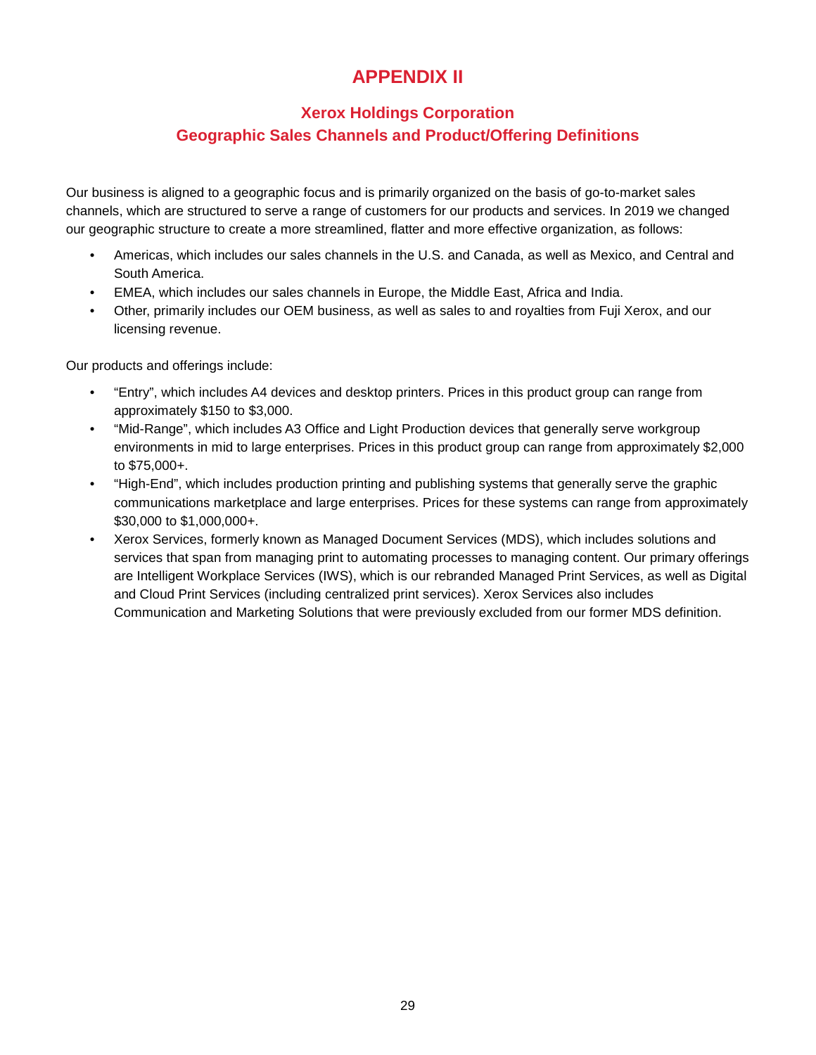# APPENDIX II

## Xerox Holdings Corporation
## Geographic Sales Channels and Product/Offering Definitions

Our business is aligned to a geographic focus and is primarily organized on the basis of go-to-market sales channels, which are structured to serve a range of customers for our products and services. In 2019 we changed our geographic structure to create a more streamlined, flatter and more effective organization, as follows:

- Americas, which includes our sales channels in the U.S. and Canada, as well as Mexico, and Central and South America.
- EMEA, which includes our sales channels in Europe, the Middle East, Africa and India.
- Other, primarily includes our OEM business, as well as sales to and royalties from Fuji Xerox, and our licensing revenue.

Our products and offerings include:

- "Entry", which includes A4 devices and desktop printers. Prices in this product group can range from approximately $150 to $3,000.
- "Mid-Range", which includes A3 Office and Light Production devices that generally serve workgroup environments in mid to large enterprises. Prices in this product group can range from approximately $2,000 to $75,000+.
- "High-End", which includes production printing and publishing systems that generally serve the graphic communications marketplace and large enterprises. Prices for these systems can range from approximately $30,000 to $1,000,000+.
- Xerox Services, formerly known as Managed Document Services (MDS), which includes solutions and services that span from managing print to automating processes to managing content. Our primary offerings are Intelligent Workplace Services (IWS), which is our rebranded Managed Print Services, as well as Digital and Cloud Print Services (including centralized print services). Xerox Services also includes Communication and Marketing Solutions that were previously excluded from our former MDS definition.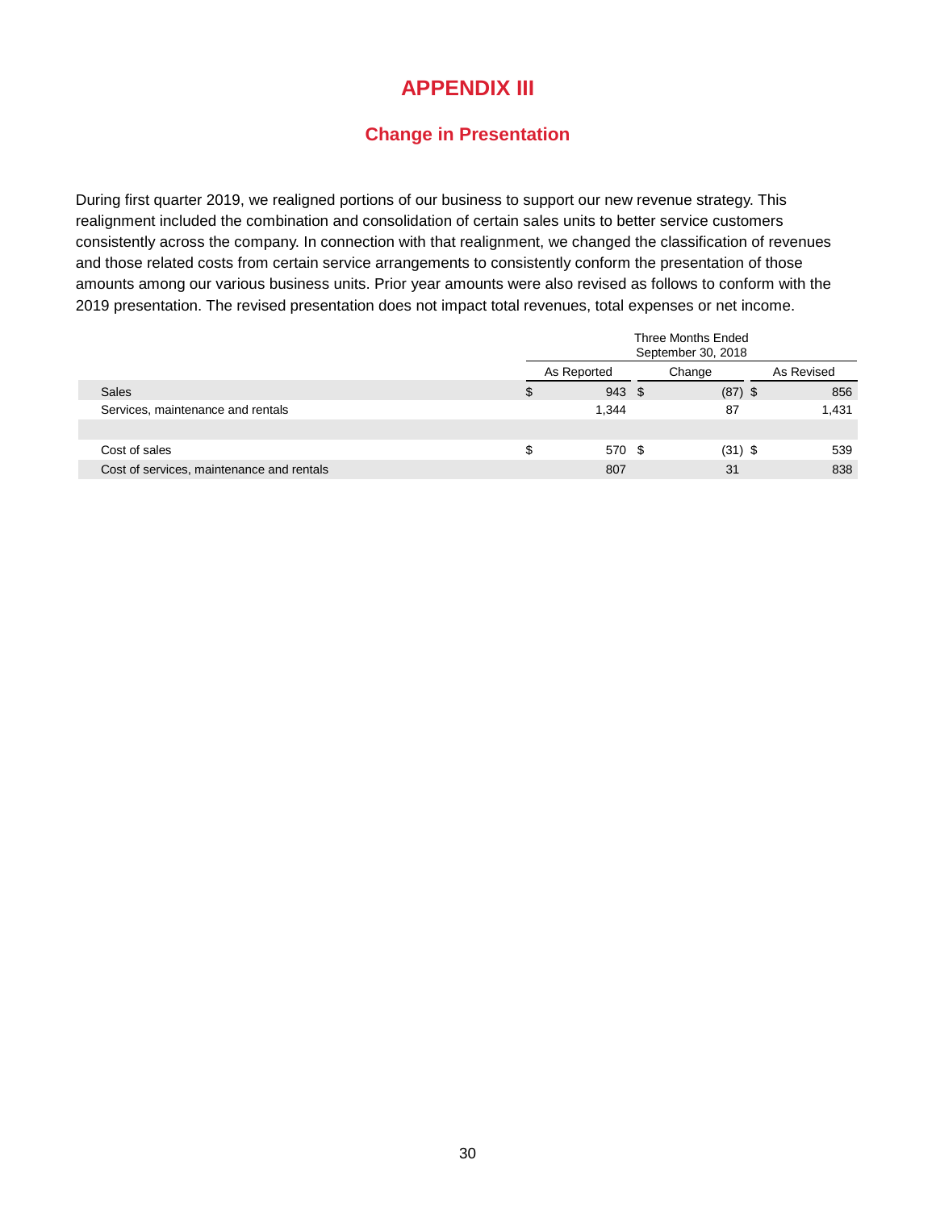# APPENDIX III

## Change in Presentation

During first quarter 2019, we realigned portions of our business to support our new revenue strategy. This realignment included the combination and consolidation of certain sales units to better service customers consistently across the company. In connection with that realignment, we changed the classification of revenues and those related costs from certain service arrangements to consistently conform the presentation of those amounts among our various business units. Prior year amounts were also revised as follows to conform with the 2019 presentation. The revised presentation does not impact total revenues, total expenses or net income.

| | Three Months Ended September 30, 2018 | | |
|---|---|---|---|
| | As Reported | Change | As Revised |
| Sales | $ 943 | $ (87) | $ 856 |
| Services, maintenance and rentals | 1,344 | 87 | 1,431 |
| | | | |
| Cost of sales | $ 570 | $ (31) | $ 539 |
| Cost of services, maintenance and rentals | 807 | 31 | 838 |